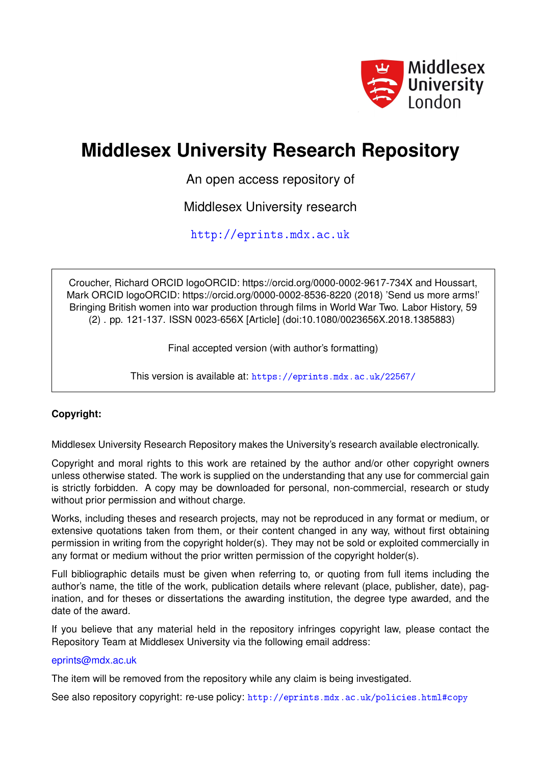Middlesex University London

# Middlesex University Research Repository

An open access repository of

Middlesex University research

http://eprints.mdx.ac.uk

Croucher, Richard ORCID logoORCID: https://orcid.org/0000-0002-9617-734X and Houssart, Mark ORCID logoORCID: https://orcid.org/0000-0002-8536-8220 (2018) 'Send us more arms!' Bringing British women into war production through films in World War Two. Labor History, 59 (2) . pp. 121-137. ISSN 0023-656X [Article] (doi:10.1080/0023656X.2018.1385883)

Final accepted version (with author's formatting)

This version is available at: https://eprints.mdx.ac.uk/22567/

**Copyright:**

Middlesex University Research Repository makes the University's research available electronically.

Copyright and moral rights to this work are retained by the author and/or other copyright owners unless otherwise stated. The work is supplied on the understanding that any use for commercial gain is strictly forbidden. A copy may be downloaded for personal, non-commercial, research or study without prior permission and without charge.

Works, including theses and research projects, may not be reproduced in any format or medium, or extensive quotations taken from them, or their content changed in any way, without first obtaining permission in writing from the copyright holder(s). They may not be sold or exploited commercially in any format or medium without the prior written permission of the copyright holder(s).

Full bibliographic details must be given when referring to, or quoting from full items including the author's name, the title of the work, publication details where relevant (place, publisher, date), pagination, and for theses or dissertations the awarding institution, the degree type awarded, and the date of the award.

If you believe that any material held in the repository infringes copyright law, please contact the Repository Team at Middlesex University via the following email address:

eprints@mdx.ac.uk

The item will be removed from the repository while any claim is being investigated.

See also repository copyright: re-use policy: http://eprints.mdx.ac.uk/policies.html#copy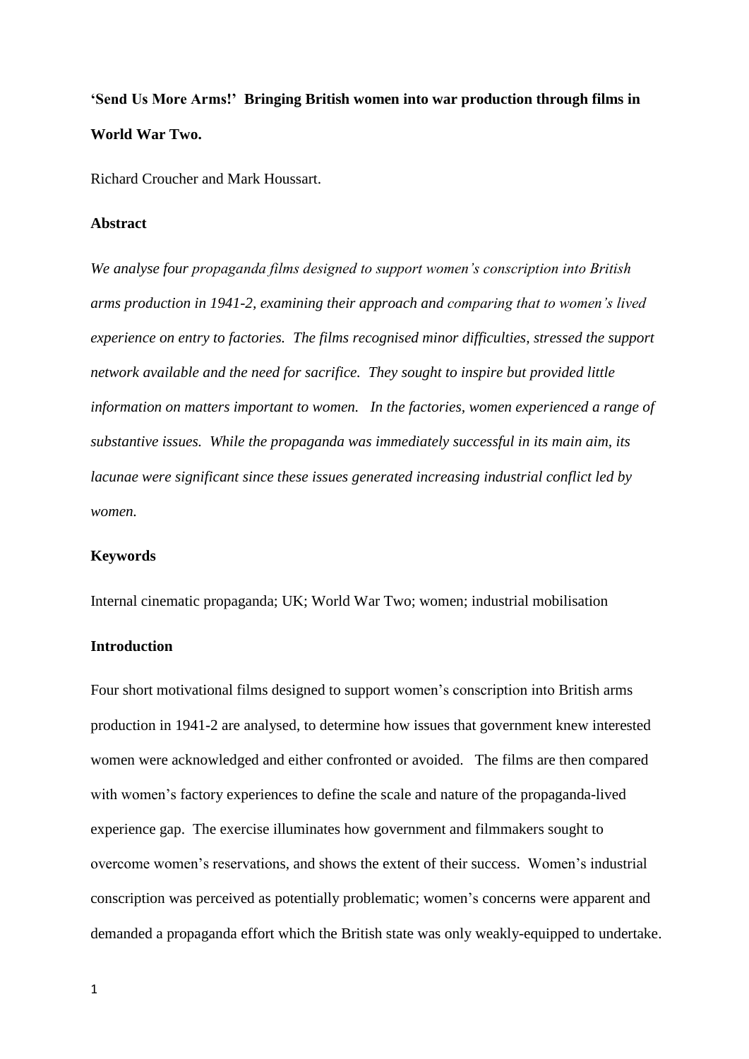**'Send Us More Arms!' Bringing British women into war production through films in World War Two.**

Richard Croucher and Mark Houssart.

**Abstract**

*We analyse four propaganda films designed to support women's conscription into British arms production in 1941-2, examining their approach and comparing that to women's lived experience on entry to factories. The films recognised minor difficulties, stressed the support network available and the need for sacrifice. They sought to inspire but provided little information on matters important to women. In the factories, women experienced a range of substantive issues. While the propaganda was immediately successful in its main aim, its lacunae were significant since these issues generated increasing industrial conflict led by women.*

**Keywords**

Internal cinematic propaganda; UK; World War Two; women; industrial mobilisation

**Introduction**

Four short motivational films designed to support women's conscription into British arms production in 1941-2 are analysed, to determine how issues that government knew interested women were acknowledged and either confronted or avoided. The films are then compared with women's factory experiences to define the scale and nature of the propaganda-lived experience gap. The exercise illuminates how government and filmmakers sought to overcome women's reservations, and shows the extent of their success. Women's industrial conscription was perceived as potentially problematic; women's concerns were apparent and demanded a propaganda effort which the British state was only weakly-equipped to undertake.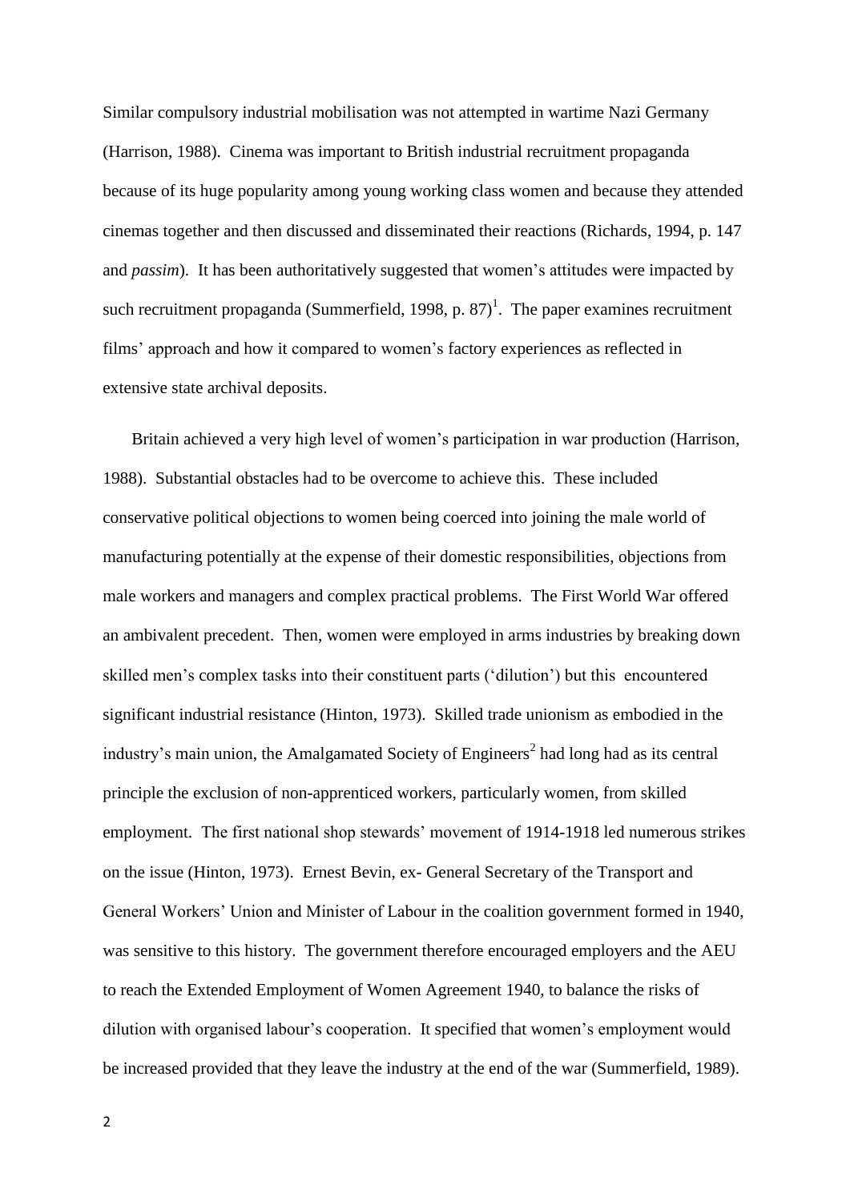Similar compulsory industrial mobilisation was not attempted in wartime Nazi Germany (Harrison, 1988). Cinema was important to British industrial recruitment propaganda because of its huge popularity among young working class women and because they attended cinemas together and then discussed and disseminated their reactions (Richards, 1994, p. 147 and *passim*). It has been authoritatively suggested that women's attitudes were impacted by such recruitment propaganda (Summerfield, 1998, p. 87)[1]. The paper examines recruitment films' approach and how it compared to women's factory experiences as reflected in extensive state archival deposits.

Britain achieved a very high level of women's participation in war production (Harrison, 1988). Substantial obstacles had to be overcome to achieve this. These included conservative political objections to women being coerced into joining the male world of manufacturing potentially at the expense of their domestic responsibilities, objections from male workers and managers and complex practical problems. The First World War offered an ambivalent precedent. Then, women were employed in arms industries by breaking down skilled men's complex tasks into their constituent parts ('dilution') but this encountered significant industrial resistance (Hinton, 1973). Skilled trade unionism as embodied in the industry's main union, the Amalgamated Society of Engineers[2] had long had as its central principle the exclusion of non-apprenticed workers, particularly women, from skilled employment. The first national shop stewards' movement of 1914-1918 led numerous strikes on the issue (Hinton, 1973). Ernest Bevin, ex- General Secretary of the Transport and General Workers' Union and Minister of Labour in the coalition government formed in 1940, was sensitive to this history. The government therefore encouraged employers and the AEU to reach the Extended Employment of Women Agreement 1940, to balance the risks of dilution with organised labour's cooperation. It specified that women's employment would be increased provided that they leave the industry at the end of the war (Summerfield, 1989).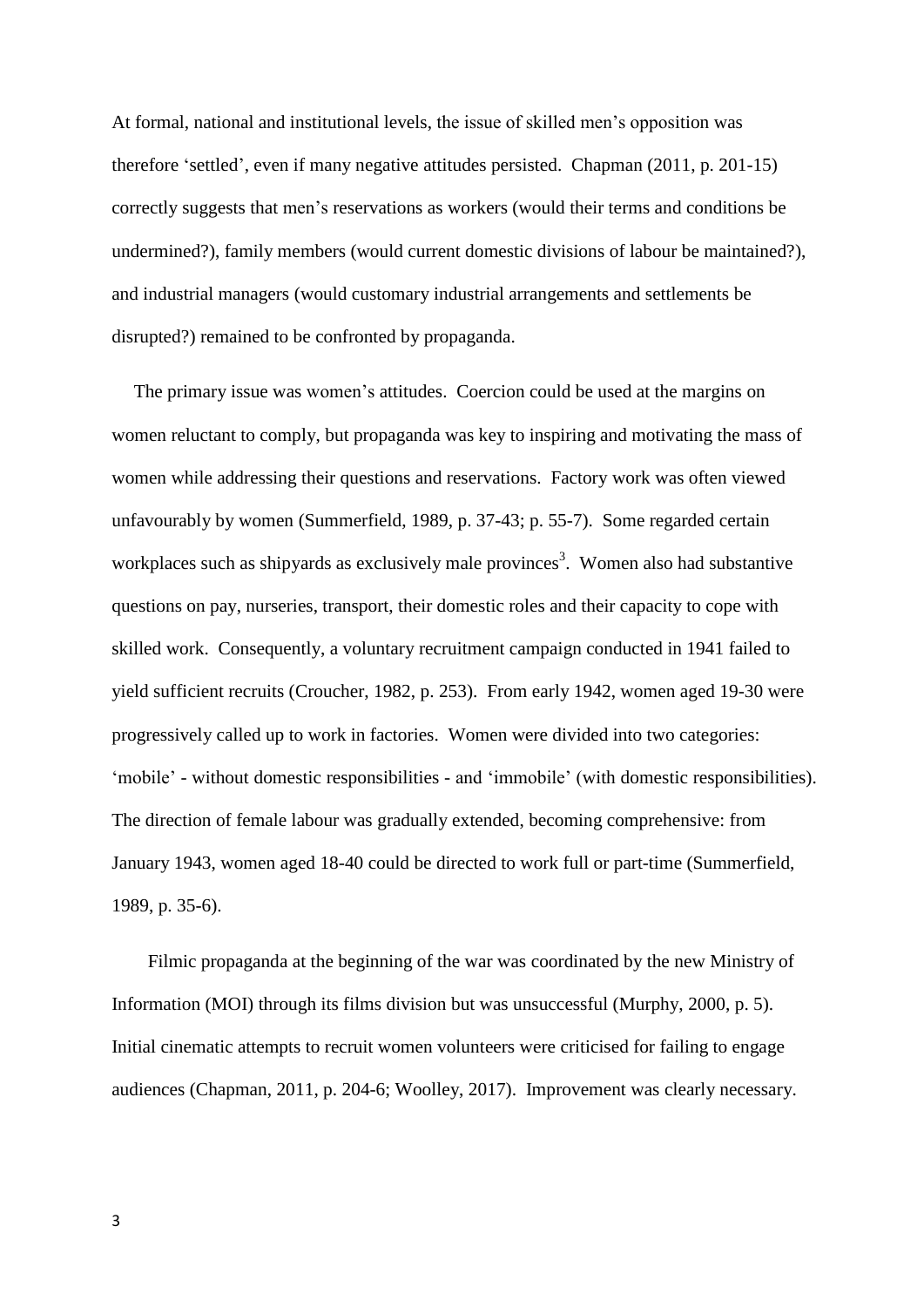At formal, national and institutional levels, the issue of skilled men's opposition was therefore 'settled', even if many negative attitudes persisted. Chapman (2011, p. 201-15) correctly suggests that men's reservations as workers (would their terms and conditions be undermined?), family members (would current domestic divisions of labour be maintained?), and industrial managers (would customary industrial arrangements and settlements be disrupted?) remained to be confronted by propaganda.

The primary issue was women's attitudes. Coercion could be used at the margins on women reluctant to comply, but propaganda was key to inspiring and motivating the mass of women while addressing their questions and reservations. Factory work was often viewed unfavourably by women (Summerfield, 1989, p. 37-43; p. 55-7). Some regarded certain workplaces such as shipyards as exclusively male provinces[3]. Women also had substantive questions on pay, nurseries, transport, their domestic roles and their capacity to cope with skilled work. Consequently, a voluntary recruitment campaign conducted in 1941 failed to yield sufficient recruits (Croucher, 1982, p. 253). From early 1942, women aged 19-30 were progressively called up to work in factories. Women were divided into two categories: 'mobile' - without domestic responsibilities - and 'immobile' (with domestic responsibilities). The direction of female labour was gradually extended, becoming comprehensive: from January 1943, women aged 18-40 could be directed to work full or part-time (Summerfield, 1989, p. 35-6).

Filmic propaganda at the beginning of the war was coordinated by the new Ministry of Information (MOI) through its films division but was unsuccessful (Murphy, 2000, p. 5). Initial cinematic attempts to recruit women volunteers were criticised for failing to engage audiences (Chapman, 2011, p. 204-6; Woolley, 2017). Improvement was clearly necessary.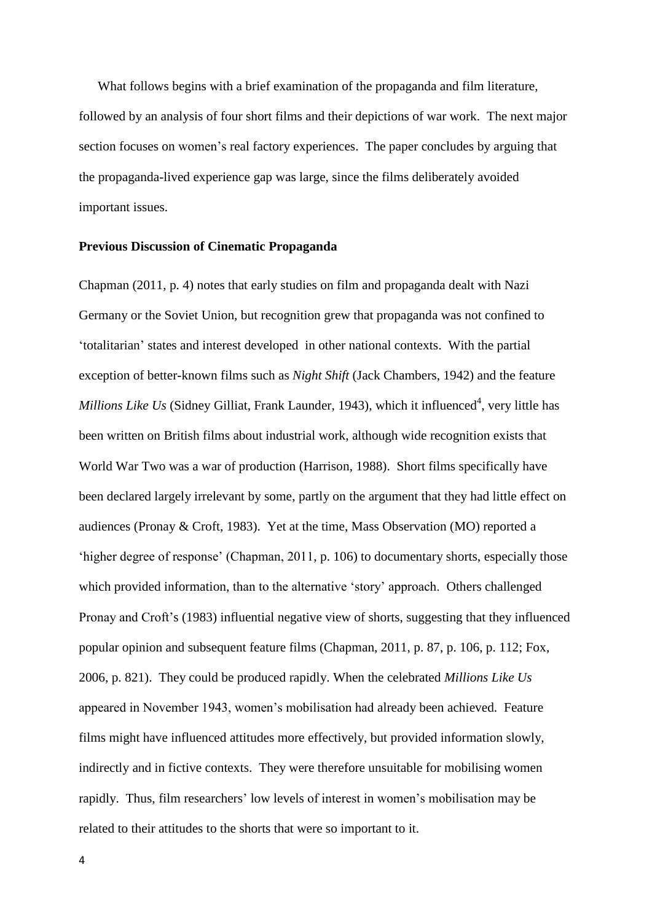What follows begins with a brief examination of the propaganda and film literature, followed by an analysis of four short films and their depictions of war work. The next major section focuses on women's real factory experiences. The paper concludes by arguing that the propaganda-lived experience gap was large, since the films deliberately avoided important issues.

## Previous Discussion of Cinematic Propaganda

Chapman (2011, p. 4) notes that early studies on film and propaganda dealt with Nazi Germany or the Soviet Union, but recognition grew that propaganda was not confined to 'totalitarian' states and interest developed in other national contexts. With the partial exception of better-known films such as *Night Shift* (Jack Chambers, 1942) and the feature *Millions Like Us* (Sidney Gilliat, Frank Launder, 1943), which it influenced[4], very little has been written on British films about industrial work, although wide recognition exists that World War Two was a war of production (Harrison, 1988). Short films specifically have been declared largely irrelevant by some, partly on the argument that they had little effect on audiences (Pronay & Croft, 1983). Yet at the time, Mass Observation (MO) reported a 'higher degree of response' (Chapman, 2011, p. 106) to documentary shorts, especially those which provided information, than to the alternative 'story' approach. Others challenged Pronay and Croft's (1983) influential negative view of shorts, suggesting that they influenced popular opinion and subsequent feature films (Chapman, 2011, p. 87, p. 106, p. 112; Fox, 2006, p. 821). They could be produced rapidly. When the celebrated *Millions Like Us* appeared in November 1943, women's mobilisation had already been achieved. Feature films might have influenced attitudes more effectively, but provided information slowly, indirectly and in fictive contexts. They were therefore unsuitable for mobilising women rapidly. Thus, film researchers' low levels of interest in women's mobilisation may be related to their attitudes to the shorts that were so important to it.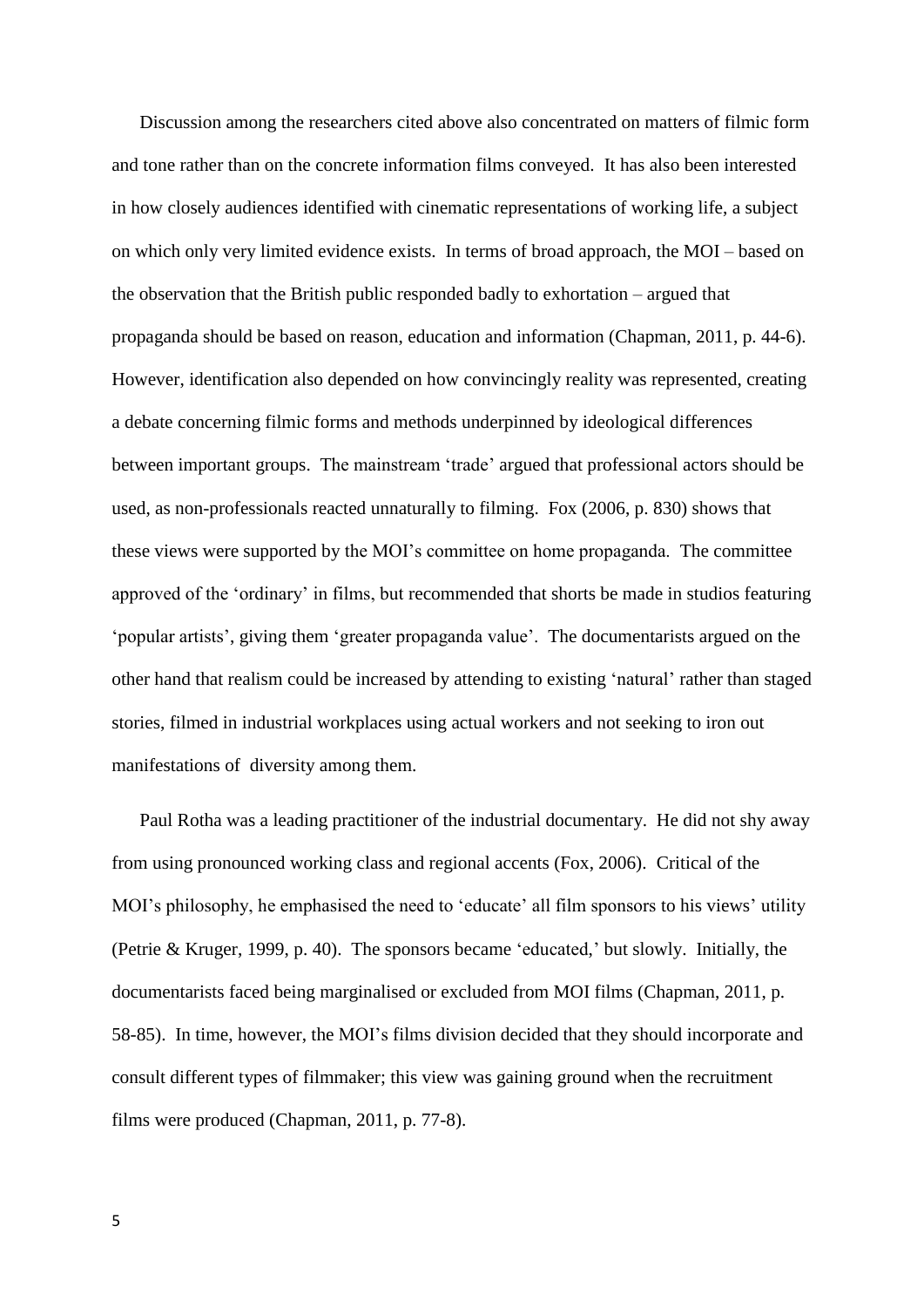Discussion among the researchers cited above also concentrated on matters of filmic form and tone rather than on the concrete information films conveyed. It has also been interested in how closely audiences identified with cinematic representations of working life, a subject on which only very limited evidence exists. In terms of broad approach, the MOI – based on the observation that the British public responded badly to exhortation – argued that propaganda should be based on reason, education and information (Chapman, 2011, p. 44-6). However, identification also depended on how convincingly reality was represented, creating a debate concerning filmic forms and methods underpinned by ideological differences between important groups. The mainstream 'trade' argued that professional actors should be used, as non-professionals reacted unnaturally to filming. Fox (2006, p. 830) shows that these views were supported by the MOI's committee on home propaganda. The committee approved of the 'ordinary' in films, but recommended that shorts be made in studios featuring 'popular artists', giving them 'greater propaganda value'. The documentarists argued on the other hand that realism could be increased by attending to existing 'natural' rather than staged stories, filmed in industrial workplaces using actual workers and not seeking to iron out manifestations of diversity among them.

Paul Rotha was a leading practitioner of the industrial documentary. He did not shy away from using pronounced working class and regional accents (Fox, 2006). Critical of the MOI's philosophy, he emphasised the need to 'educate' all film sponsors to his views' utility (Petrie & Kruger, 1999, p. 40). The sponsors became 'educated,' but slowly. Initially, the documentarists faced being marginalised or excluded from MOI films (Chapman, 2011, p. 58-85). In time, however, the MOI's films division decided that they should incorporate and consult different types of filmmaker; this view was gaining ground when the recruitment films were produced (Chapman, 2011, p. 77-8).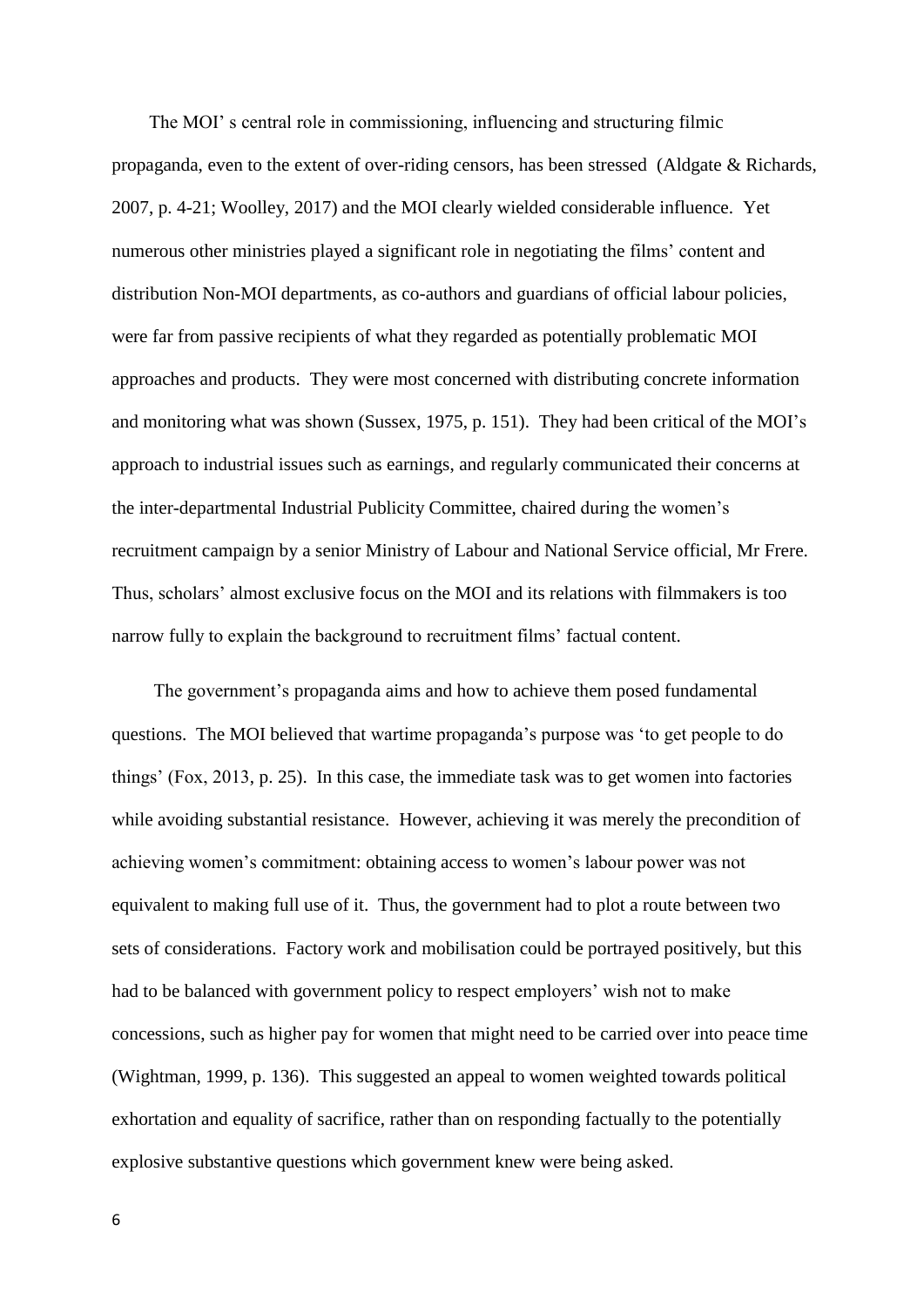The MOI' s central role in commissioning, influencing and structuring filmic propaganda, even to the extent of over-riding censors, has been stressed (Aldgate & Richards, 2007, p. 4-21; Woolley, 2017) and the MOI clearly wielded considerable influence. Yet numerous other ministries played a significant role in negotiating the films' content and distribution Non-MOI departments, as co-authors and guardians of official labour policies, were far from passive recipients of what they regarded as potentially problematic MOI approaches and products. They were most concerned with distributing concrete information and monitoring what was shown (Sussex, 1975, p. 151). They had been critical of the MOI's approach to industrial issues such as earnings, and regularly communicated their concerns at the inter-departmental Industrial Publicity Committee, chaired during the women's recruitment campaign by a senior Ministry of Labour and National Service official, Mr Frere. Thus, scholars' almost exclusive focus on the MOI and its relations with filmmakers is too narrow fully to explain the background to recruitment films' factual content.

The government's propaganda aims and how to achieve them posed fundamental questions. The MOI believed that wartime propaganda's purpose was 'to get people to do things' (Fox, 2013, p. 25). In this case, the immediate task was to get women into factories while avoiding substantial resistance. However, achieving it was merely the precondition of achieving women's commitment: obtaining access to women's labour power was not equivalent to making full use of it. Thus, the government had to plot a route between two sets of considerations. Factory work and mobilisation could be portrayed positively, but this had to be balanced with government policy to respect employers' wish not to make concessions, such as higher pay for women that might need to be carried over into peace time (Wightman, 1999, p. 136). This suggested an appeal to women weighted towards political exhortation and equality of sacrifice, rather than on responding factually to the potentially explosive substantive questions which government knew were being asked.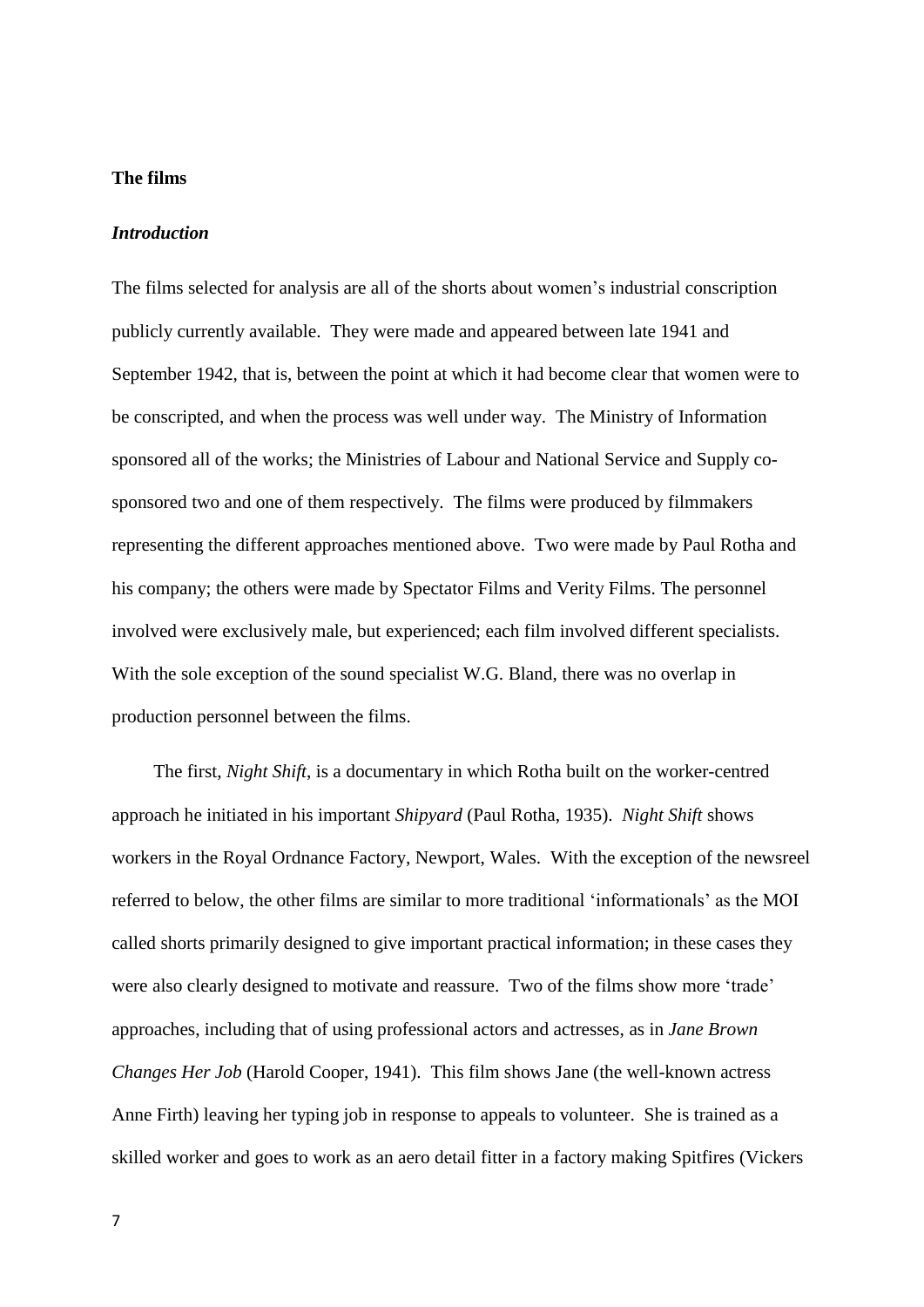**The films**

***Introduction***

The films selected for analysis are all of the shorts about women's industrial conscription publicly currently available. They were made and appeared between late 1941 and September 1942, that is, between the point at which it had become clear that women were to be conscripted, and when the process was well under way. The Ministry of Information sponsored all of the works; the Ministries of Labour and National Service and Supply co-sponsored two and one of them respectively. The films were produced by filmmakers representing the different approaches mentioned above. Two were made by Paul Rotha and his company; the others were made by Spectator Films and Verity Films. The personnel involved were exclusively male, but experienced; each film involved different specialists. With the sole exception of the sound specialist W.G. Bland, there was no overlap in production personnel between the films.

The first, *Night Shift*, is a documentary in which Rotha built on the worker-centred approach he initiated in his important *Shipyard* (Paul Rotha, 1935). *Night Shift* shows workers in the Royal Ordnance Factory, Newport, Wales. With the exception of the newsreel referred to below, the other films are similar to more traditional 'informationals' as the MOI called shorts primarily designed to give important practical information; in these cases they were also clearly designed to motivate and reassure. Two of the films show more 'trade' approaches, including that of using professional actors and actresses, as in *Jane Brown Changes Her Job* (Harold Cooper, 1941). This film shows Jane (the well-known actress Anne Firth) leaving her typing job in response to appeals to volunteer. She is trained as a skilled worker and goes to work as an aero detail fitter in a factory making Spitfires (Vickers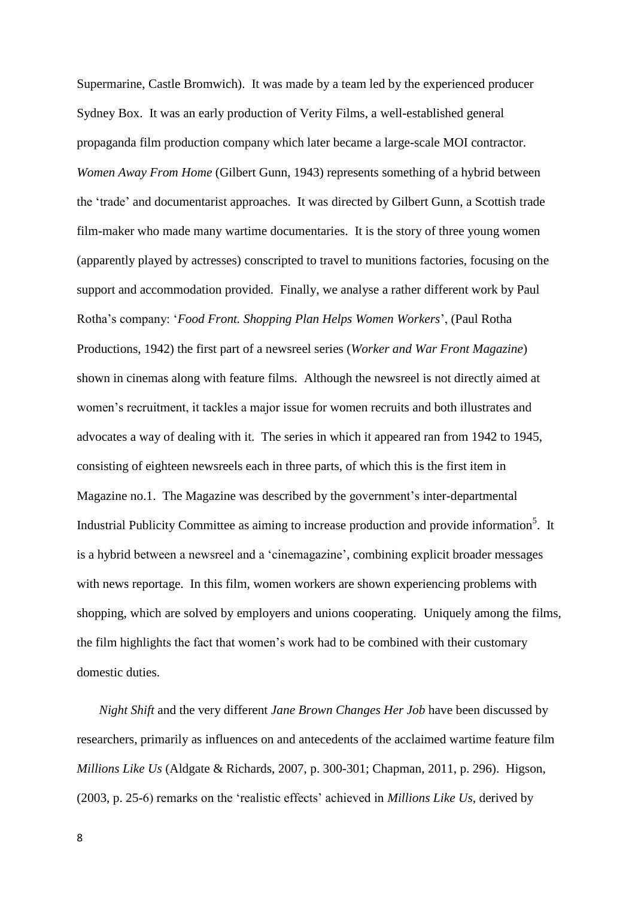Supermarine, Castle Bromwich). It was made by a team led by the experienced producer Sydney Box. It was an early production of Verity Films, a well-established general propaganda film production company which later became a large-scale MOI contractor. *Women Away From Home* (Gilbert Gunn, 1943) represents something of a hybrid between the 'trade' and documentarist approaches. It was directed by Gilbert Gunn, a Scottish trade film-maker who made many wartime documentaries. It is the story of three young women (apparently played by actresses) conscripted to travel to munitions factories, focusing on the support and accommodation provided. Finally, we analyse a rather different work by Paul Rotha's company: '*Food Front. Shopping Plan Helps Women Workers*', (Paul Rotha Productions, 1942) the first part of a newsreel series (*Worker and War Front Magazine*) shown in cinemas along with feature films. Although the newsreel is not directly aimed at women's recruitment, it tackles a major issue for women recruits and both illustrates and advocates a way of dealing with it. The series in which it appeared ran from 1942 to 1945, consisting of eighteen newsreels each in three parts, of which this is the first item in Magazine no.1. The Magazine was described by the government's inter-departmental Industrial Publicity Committee as aiming to increase production and provide information[5]. It is a hybrid between a newsreel and a 'cinemagazine', combining explicit broader messages with news reportage. In this film, women workers are shown experiencing problems with shopping, which are solved by employers and unions cooperating. Uniquely among the films, the film highlights the fact that women's work had to be combined with their customary domestic duties.

*Night Shift* and the very different *Jane Brown Changes Her Job* have been discussed by researchers, primarily as influences on and antecedents of the acclaimed wartime feature film *Millions Like Us* (Aldgate & Richards, 2007, p. 300-301; Chapman, 2011, p. 296). Higson, (2003, p. 25-6) remarks on the 'realistic effects' achieved in *Millions Like Us*, derived by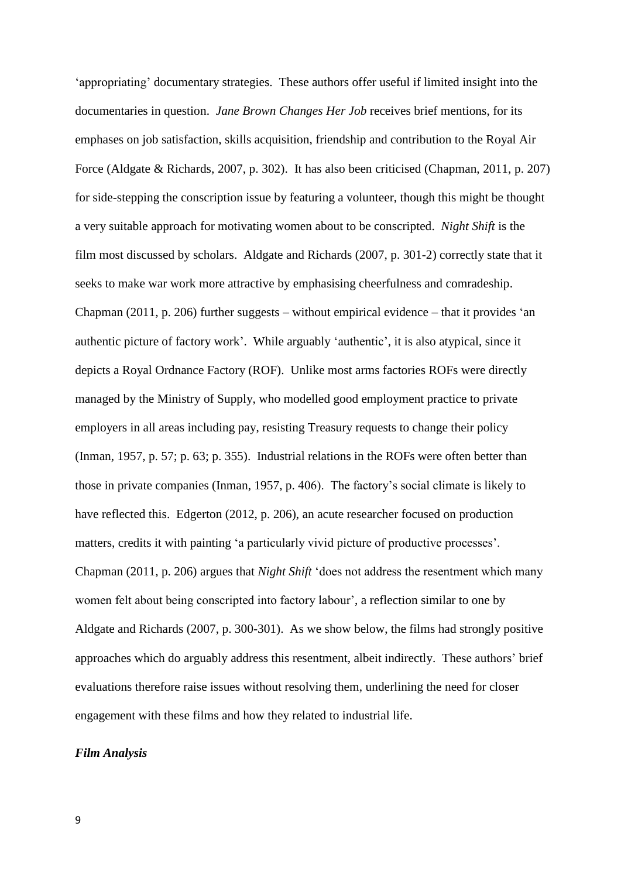'appropriating' documentary strategies. These authors offer useful if limited insight into the documentaries in question. *Jane Brown Changes Her Job* receives brief mentions, for its emphases on job satisfaction, skills acquisition, friendship and contribution to the Royal Air Force (Aldgate & Richards, 2007, p. 302). It has also been criticised (Chapman, 2011, p. 207) for side-stepping the conscription issue by featuring a volunteer, though this might be thought a very suitable approach for motivating women about to be conscripted. *Night Shift* is the film most discussed by scholars. Aldgate and Richards (2007, p. 301-2) correctly state that it seeks to make war work more attractive by emphasising cheerfulness and comradeship. Chapman (2011, p. 206) further suggests – without empirical evidence – that it provides 'an authentic picture of factory work'. While arguably 'authentic', it is also atypical, since it depicts a Royal Ordnance Factory (ROF). Unlike most arms factories ROFs were directly managed by the Ministry of Supply, who modelled good employment practice to private employers in all areas including pay, resisting Treasury requests to change their policy (Inman, 1957, p. 57; p. 63; p. 355). Industrial relations in the ROFs were often better than those in private companies (Inman, 1957, p. 406). The factory's social climate is likely to have reflected this. Edgerton (2012, p. 206), an acute researcher focused on production matters, credits it with painting 'a particularly vivid picture of productive processes'. Chapman (2011, p. 206) argues that *Night Shift* 'does not address the resentment which many women felt about being conscripted into factory labour', a reflection similar to one by Aldgate and Richards (2007, p. 300-301). As we show below, the films had strongly positive approaches which do arguably address this resentment, albeit indirectly. These authors' brief evaluations therefore raise issues without resolving them, underlining the need for closer engagement with these films and how they related to industrial life.

***Film Analysis***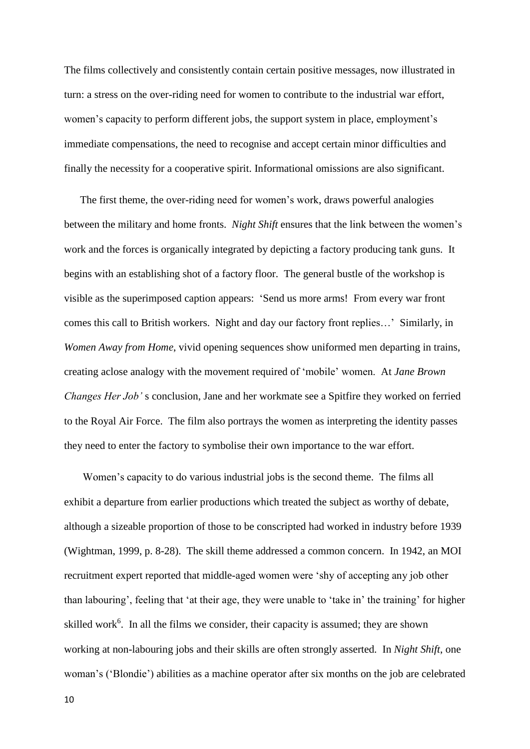The films collectively and consistently contain certain positive messages, now illustrated in turn: a stress on the over-riding need for women to contribute to the industrial war effort, women's capacity to perform different jobs, the support system in place, employment's immediate compensations, the need to recognise and accept certain minor difficulties and finally the necessity for a cooperative spirit. Informational omissions are also significant.

The first theme, the over-riding need for women's work, draws powerful analogies between the military and home fronts. *Night Shift* ensures that the link between the women's work and the forces is organically integrated by depicting a factory producing tank guns. It begins with an establishing shot of a factory floor. The general bustle of the workshop is visible as the superimposed caption appears: 'Send us more arms! From every war front comes this call to British workers. Night and day our factory front replies…' Similarly, in *Women Away from Home*, vivid opening sequences show uniformed men departing in trains, creating aclose analogy with the movement required of 'mobile' women. At *Jane Brown Changes Her Job'* s conclusion, Jane and her workmate see a Spitfire they worked on ferried to the Royal Air Force. The film also portrays the women as interpreting the identity passes they need to enter the factory to symbolise their own importance to the war effort.

Women's capacity to do various industrial jobs is the second theme. The films all exhibit a departure from earlier productions which treated the subject as worthy of debate, although a sizeable proportion of those to be conscripted had worked in industry before 1939 (Wightman, 1999, p. 8-28). The skill theme addressed a common concern. In 1942, an MOI recruitment expert reported that middle-aged women were 'shy of accepting any job other than labouring', feeling that 'at their age, they were unable to 'take in' the training' for higher skilled work[6]. In all the films we consider, their capacity is assumed; they are shown working at non-labouring jobs and their skills are often strongly asserted. In *Night Shift*, one woman's ('Blondie') abilities as a machine operator after six months on the job are celebrated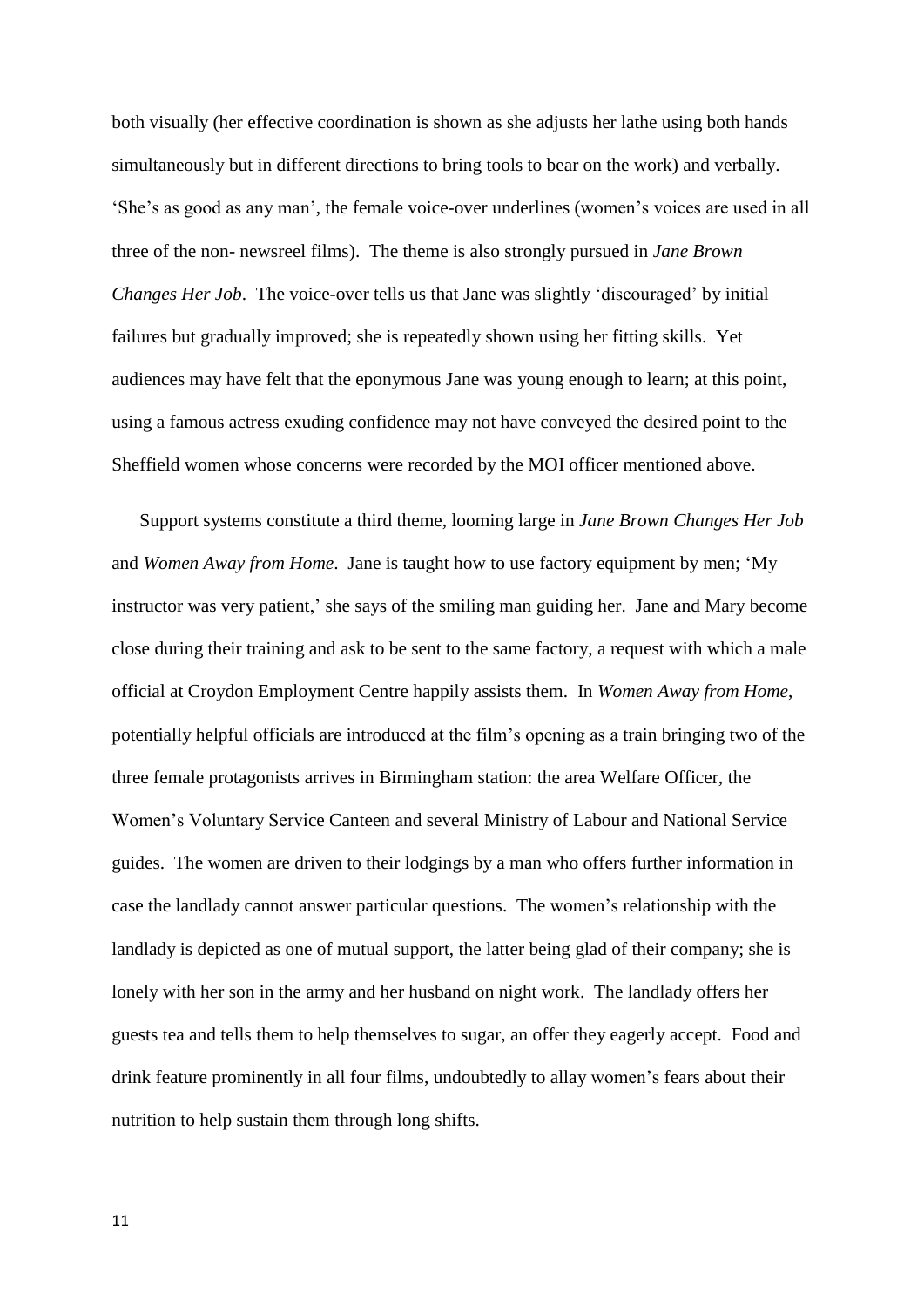both visually (her effective coordination is shown as she adjusts her lathe using both hands simultaneously but in different directions to bring tools to bear on the work) and verbally. 'She's as good as any man', the female voice-over underlines (women's voices are used in all three of the non- newsreel films). The theme is also strongly pursued in *Jane Brown Changes Her Job*. The voice-over tells us that Jane was slightly 'discouraged' by initial failures but gradually improved; she is repeatedly shown using her fitting skills. Yet audiences may have felt that the eponymous Jane was young enough to learn; at this point, using a famous actress exuding confidence may not have conveyed the desired point to the Sheffield women whose concerns were recorded by the MOI officer mentioned above.

Support systems constitute a third theme, looming large in *Jane Brown Changes Her Job* and *Women Away from Home*. Jane is taught how to use factory equipment by men; 'My instructor was very patient,' she says of the smiling man guiding her. Jane and Mary become close during their training and ask to be sent to the same factory, a request with which a male official at Croydon Employment Centre happily assists them. In *Women Away from Home*, potentially helpful officials are introduced at the film's opening as a train bringing two of the three female protagonists arrives in Birmingham station: the area Welfare Officer, the Women's Voluntary Service Canteen and several Ministry of Labour and National Service guides. The women are driven to their lodgings by a man who offers further information in case the landlady cannot answer particular questions. The women's relationship with the landlady is depicted as one of mutual support, the latter being glad of their company; she is lonely with her son in the army and her husband on night work. The landlady offers her guests tea and tells them to help themselves to sugar, an offer they eagerly accept. Food and drink feature prominently in all four films, undoubtedly to allay women's fears about their nutrition to help sustain them through long shifts.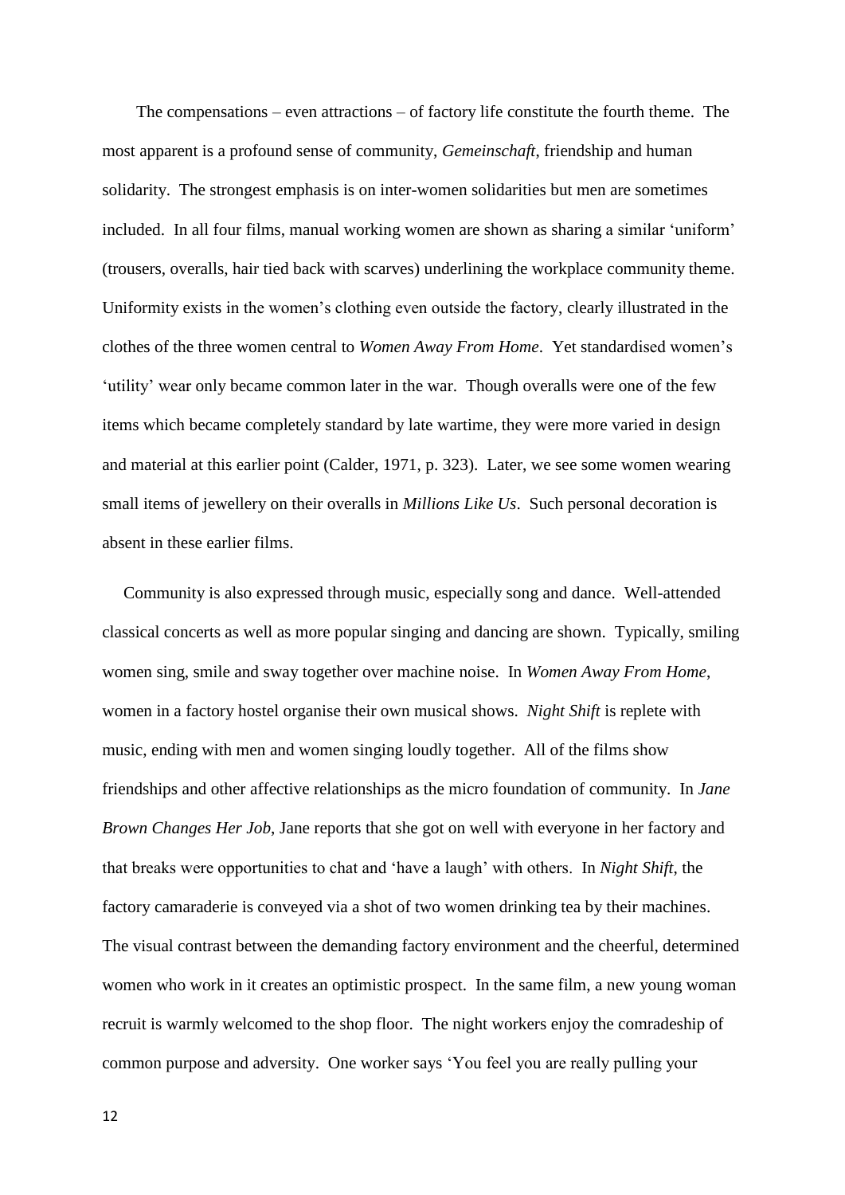The compensations – even attractions – of factory life constitute the fourth theme. The most apparent is a profound sense of community, *Gemeinschaft*, friendship and human solidarity. The strongest emphasis is on inter-women solidarities but men are sometimes included. In all four films, manual working women are shown as sharing a similar 'uniform' (trousers, overalls, hair tied back with scarves) underlining the workplace community theme. Uniformity exists in the women's clothing even outside the factory, clearly illustrated in the clothes of the three women central to *Women Away From Home*. Yet standardised women's 'utility' wear only became common later in the war. Though overalls were one of the few items which became completely standard by late wartime, they were more varied in design and material at this earlier point (Calder, 1971, p. 323). Later, we see some women wearing small items of jewellery on their overalls in *Millions Like Us*. Such personal decoration is absent in these earlier films.

Community is also expressed through music, especially song and dance. Well-attended classical concerts as well as more popular singing and dancing are shown. Typically, smiling women sing, smile and sway together over machine noise. In *Women Away From Home*, women in a factory hostel organise their own musical shows. *Night Shift* is replete with music, ending with men and women singing loudly together. All of the films show friendships and other affective relationships as the micro foundation of community. In *Jane Brown Changes Her Job*, Jane reports that she got on well with everyone in her factory and that breaks were opportunities to chat and 'have a laugh' with others. In *Night Shift*, the factory camaraderie is conveyed via a shot of two women drinking tea by their machines. The visual contrast between the demanding factory environment and the cheerful, determined women who work in it creates an optimistic prospect. In the same film, a new young woman recruit is warmly welcomed to the shop floor. The night workers enjoy the comradeship of common purpose and adversity. One worker says 'You feel you are really pulling your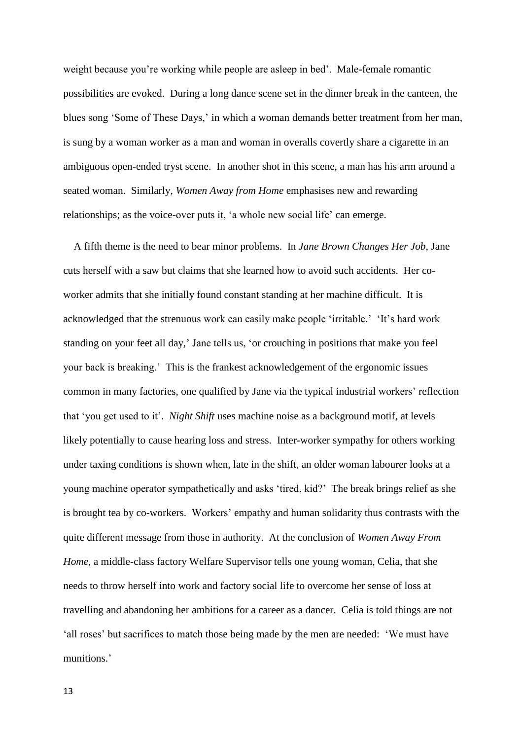weight because you're working while people are asleep in bed'. Male-female romantic possibilities are evoked. During a long dance scene set in the dinner break in the canteen, the blues song 'Some of These Days,' in which a woman demands better treatment from her man, is sung by a woman worker as a man and woman in overalls covertly share a cigarette in an ambiguous open-ended tryst scene. In another shot in this scene, a man has his arm around a seated woman. Similarly, *Women Away from Home* emphasises new and rewarding relationships; as the voice-over puts it, 'a whole new social life' can emerge.

A fifth theme is the need to bear minor problems. In *Jane Brown Changes Her Job*, Jane cuts herself with a saw but claims that she learned how to avoid such accidents. Her co-worker admits that she initially found constant standing at her machine difficult. It is acknowledged that the strenuous work can easily make people 'irritable.' 'It's hard work standing on your feet all day,' Jane tells us, 'or crouching in positions that make you feel your back is breaking.' This is the frankest acknowledgement of the ergonomic issues common in many factories, one qualified by Jane via the typical industrial workers' reflection that 'you get used to it'. *Night Shift* uses machine noise as a background motif, at levels likely potentially to cause hearing loss and stress. Inter-worker sympathy for others working under taxing conditions is shown when, late in the shift, an older woman labourer looks at a young machine operator sympathetically and asks 'tired, kid?' The break brings relief as she is brought tea by co-workers. Workers' empathy and human solidarity thus contrasts with the quite different message from those in authority. At the conclusion of *Women Away From Home*, a middle-class factory Welfare Supervisor tells one young woman, Celia, that she needs to throw herself into work and factory social life to overcome her sense of loss at travelling and abandoning her ambitions for a career as a dancer. Celia is told things are not 'all roses' but sacrifices to match those being made by the men are needed: 'We must have munitions.'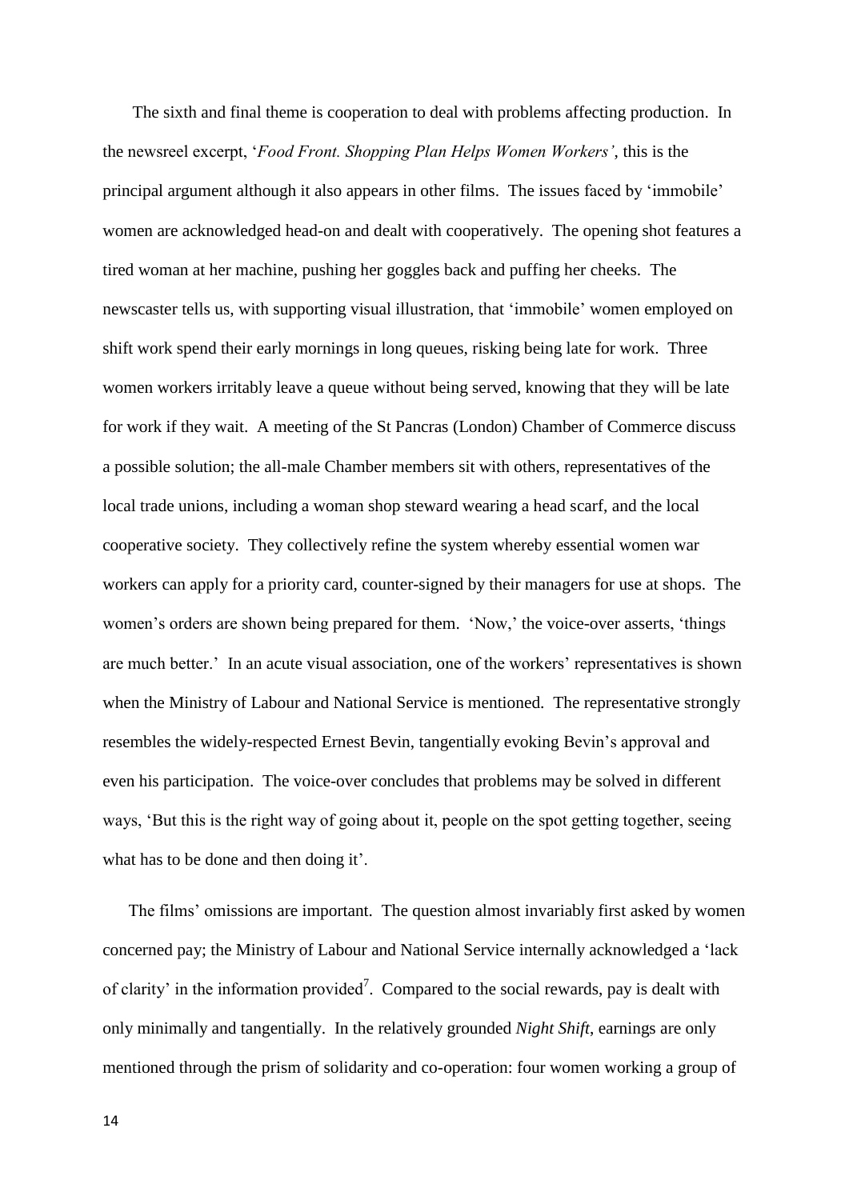The sixth and final theme is cooperation to deal with problems affecting production. In the newsreel excerpt, '*Food Front. Shopping Plan Helps Women Workers'*, this is the principal argument although it also appears in other films. The issues faced by 'immobile' women are acknowledged head-on and dealt with cooperatively. The opening shot features a tired woman at her machine, pushing her goggles back and puffing her cheeks. The newscaster tells us, with supporting visual illustration, that 'immobile' women employed on shift work spend their early mornings in long queues, risking being late for work. Three women workers irritably leave a queue without being served, knowing that they will be late for work if they wait. A meeting of the St Pancras (London) Chamber of Commerce discuss a possible solution; the all-male Chamber members sit with others, representatives of the local trade unions, including a woman shop steward wearing a head scarf, and the local cooperative society. They collectively refine the system whereby essential women war workers can apply for a priority card, counter-signed by their managers for use at shops. The women's orders are shown being prepared for them. 'Now,' the voice-over asserts, 'things are much better.' In an acute visual association, one of the workers' representatives is shown when the Ministry of Labour and National Service is mentioned. The representative strongly resembles the widely-respected Ernest Bevin, tangentially evoking Bevin's approval and even his participation. The voice-over concludes that problems may be solved in different ways, 'But this is the right way of going about it, people on the spot getting together, seeing what has to be done and then doing it'.

The films' omissions are important. The question almost invariably first asked by women concerned pay; the Ministry of Labour and National Service internally acknowledged a 'lack of clarity' in the information provided[7]. Compared to the social rewards, pay is dealt with only minimally and tangentially. In the relatively grounded *Night Shift*, earnings are only mentioned through the prism of solidarity and co-operation: four women working a group of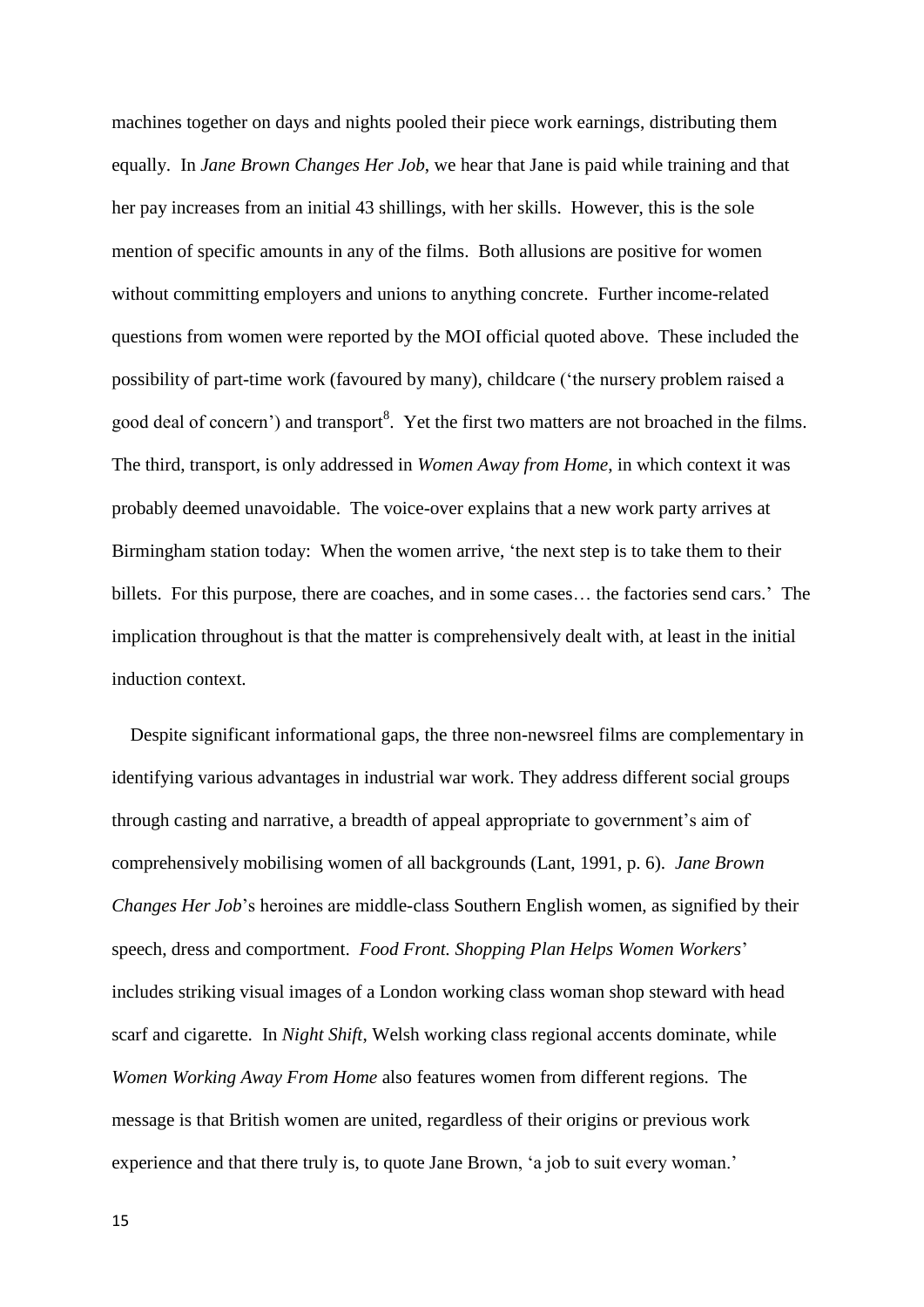machines together on days and nights pooled their piece work earnings, distributing them equally. In *Jane Brown Changes Her Job*, we hear that Jane is paid while training and that her pay increases from an initial 43 shillings, with her skills. However, this is the sole mention of specific amounts in any of the films. Both allusions are positive for women without committing employers and unions to anything concrete. Further income-related questions from women were reported by the MOI official quoted above. These included the possibility of part-time work (favoured by many), childcare ('the nursery problem raised a good deal of concern') and transport[8]. Yet the first two matters are not broached in the films. The third, transport, is only addressed in *Women Away from Home*, in which context it was probably deemed unavoidable. The voice-over explains that a new work party arrives at Birmingham station today: When the women arrive, 'the next step is to take them to their billets. For this purpose, there are coaches, and in some cases… the factories send cars.' The implication throughout is that the matter is comprehensively dealt with, at least in the initial induction context.

Despite significant informational gaps, the three non-newsreel films are complementary in identifying various advantages in industrial war work. They address different social groups through casting and narrative, a breadth of appeal appropriate to government's aim of comprehensively mobilising women of all backgrounds (Lant, 1991, p. 6). *Jane Brown Changes Her Job*'s heroines are middle-class Southern English women, as signified by their speech, dress and comportment. *Food Front. Shopping Plan Helps Women Workers*' includes striking visual images of a London working class woman shop steward with head scarf and cigarette. In *Night Shift*, Welsh working class regional accents dominate, while *Women Working Away From Home* also features women from different regions. The message is that British women are united, regardless of their origins or previous work experience and that there truly is, to quote Jane Brown, 'a job to suit every woman.'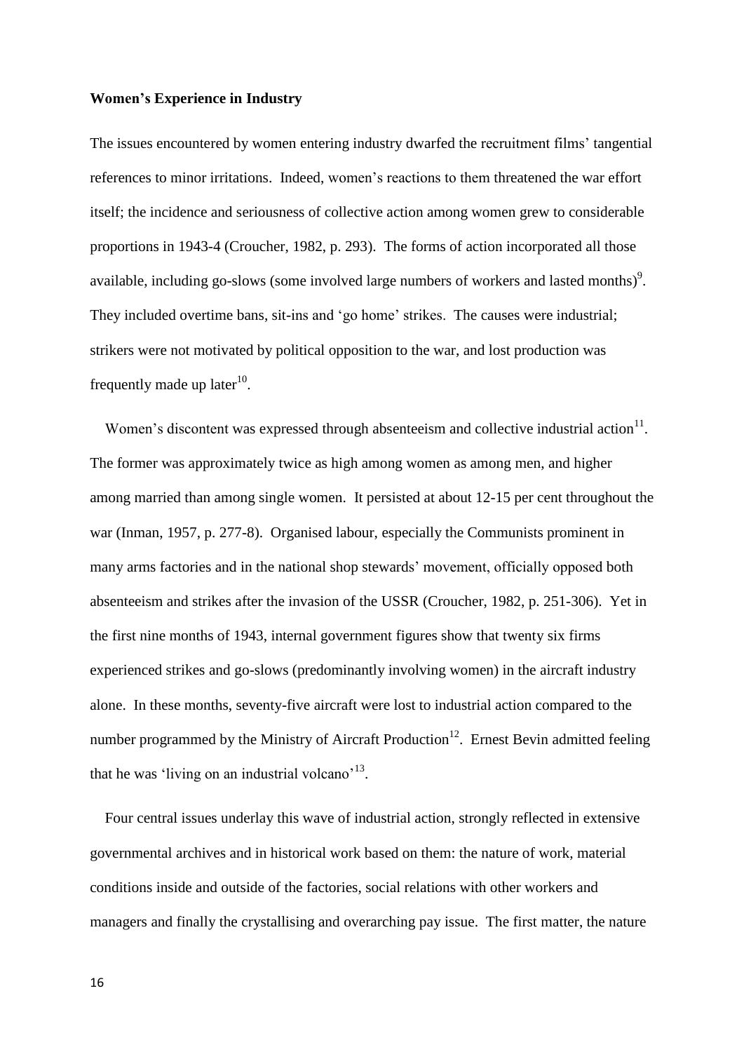**Women's Experience in Industry**

The issues encountered by women entering industry dwarfed the recruitment films' tangential references to minor irritations. Indeed, women's reactions to them threatened the war effort itself; the incidence and seriousness of collective action among women grew to considerable proportions in 1943-4 (Croucher, 1982, p. 293). The forms of action incorporated all those available, including go-slows (some involved large numbers of workers and lasted months)[9]. They included overtime bans, sit-ins and 'go home' strikes. The causes were industrial; strikers were not motivated by political opposition to the war, and lost production was frequently made up later[10].

Women's discontent was expressed through absenteeism and collective industrial action[11]. The former was approximately twice as high among women as among men, and higher among married than among single women. It persisted at about 12-15 per cent throughout the war (Inman, 1957, p. 277-8). Organised labour, especially the Communists prominent in many arms factories and in the national shop stewards' movement, officially opposed both absenteeism and strikes after the invasion of the USSR (Croucher, 1982, p. 251-306). Yet in the first nine months of 1943, internal government figures show that twenty six firms experienced strikes and go-slows (predominantly involving women) in the aircraft industry alone. In these months, seventy-five aircraft were lost to industrial action compared to the number programmed by the Ministry of Aircraft Production[12]. Ernest Bevin admitted feeling that he was 'living on an industrial volcano'[13].

Four central issues underlay this wave of industrial action, strongly reflected in extensive governmental archives and in historical work based on them: the nature of work, material conditions inside and outside of the factories, social relations with other workers and managers and finally the crystallising and overarching pay issue. The first matter, the nature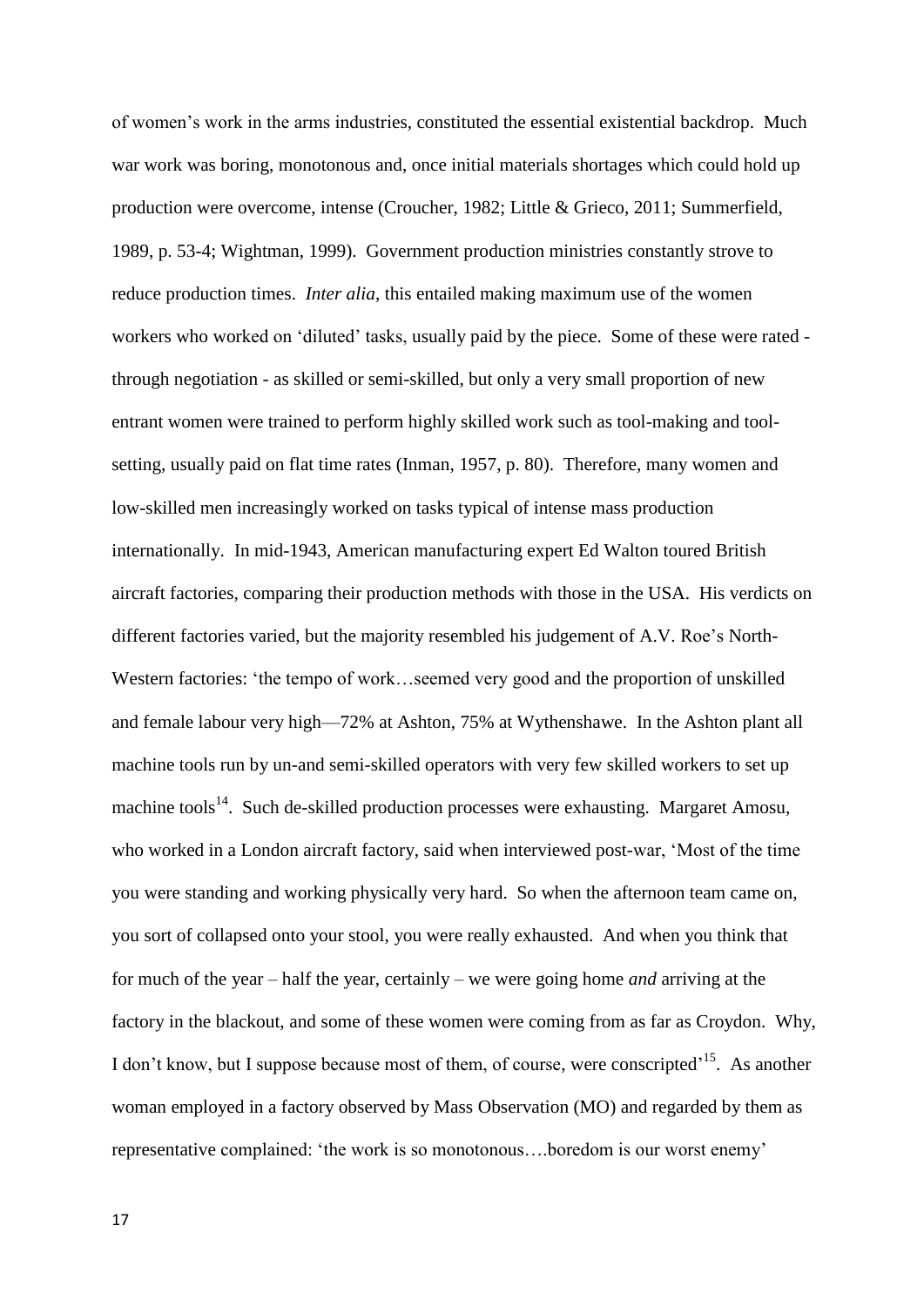of women's work in the arms industries, constituted the essential existential backdrop. Much war work was boring, monotonous and, once initial materials shortages which could hold up production were overcome, intense (Croucher, 1982; Little & Grieco, 2011; Summerfield, 1989, p. 53-4; Wightman, 1999). Government production ministries constantly strove to reduce production times. *Inter alia*, this entailed making maximum use of the women workers who worked on 'diluted' tasks, usually paid by the piece. Some of these were rated - through negotiation - as skilled or semi-skilled, but only a very small proportion of new entrant women were trained to perform highly skilled work such as tool-making and tool-setting, usually paid on flat time rates (Inman, 1957, p. 80). Therefore, many women and low-skilled men increasingly worked on tasks typical of intense mass production internationally. In mid-1943, American manufacturing expert Ed Walton toured British aircraft factories, comparing their production methods with those in the USA. His verdicts on different factories varied, but the majority resembled his judgement of A.V. Roe's North-Western factories: 'the tempo of work…seemed very good and the proportion of unskilled and female labour very high—72% at Ashton, 75% at Wythenshawe. In the Ashton plant all machine tools run by un-and semi-skilled operators with very few skilled workers to set up machine tools[14]. Such de-skilled production processes were exhausting. Margaret Amosu, who worked in a London aircraft factory, said when interviewed post-war, 'Most of the time you were standing and working physically very hard. So when the afternoon team came on, you sort of collapsed onto your stool, you were really exhausted. And when you think that for much of the year – half the year, certainly – we were going home *and* arriving at the factory in the blackout, and some of these women were coming from as far as Croydon. Why, I don't know, but I suppose because most of them, of course, were conscripted'[15]. As another woman employed in a factory observed by Mass Observation (MO) and regarded by them as representative complained: 'the work is so monotonous….boredom is our worst enemy'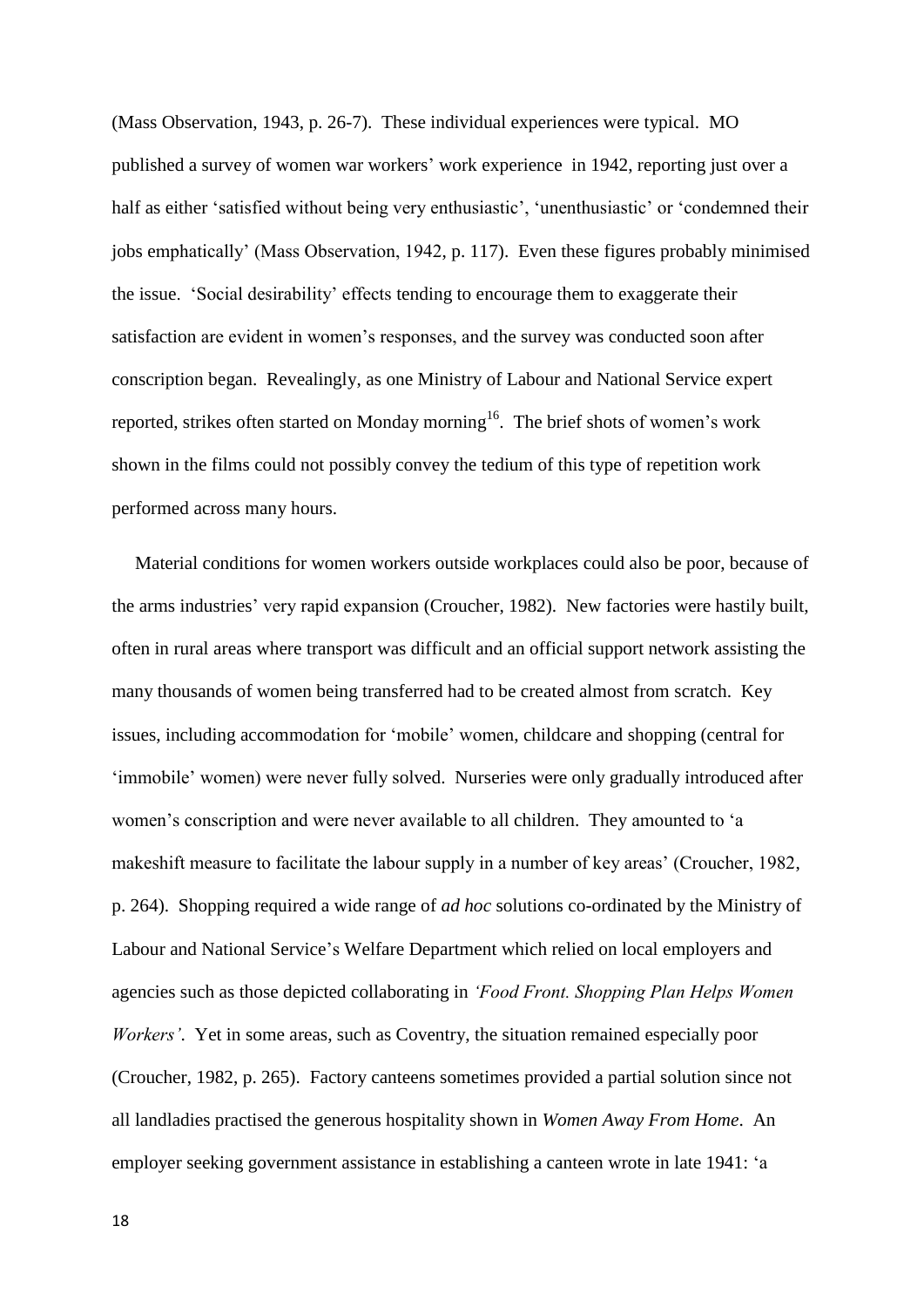(Mass Observation, 1943, p. 26-7). These individual experiences were typical. MO published a survey of women war workers' work experience in 1942, reporting just over a half as either 'satisfied without being very enthusiastic', 'unenthusiastic' or 'condemned their jobs emphatically' (Mass Observation, 1942, p. 117). Even these figures probably minimised the issue. 'Social desirability' effects tending to encourage them to exaggerate their satisfaction are evident in women's responses, and the survey was conducted soon after conscription began. Revealingly, as one Ministry of Labour and National Service expert reported, strikes often started on Monday morning[16]. The brief shots of women's work shown in the films could not possibly convey the tedium of this type of repetition work performed across many hours.

Material conditions for women workers outside workplaces could also be poor, because of the arms industries' very rapid expansion (Croucher, 1982). New factories were hastily built, often in rural areas where transport was difficult and an official support network assisting the many thousands of women being transferred had to be created almost from scratch. Key issues, including accommodation for 'mobile' women, childcare and shopping (central for 'immobile' women) were never fully solved. Nurseries were only gradually introduced after women's conscription and were never available to all children. They amounted to 'a makeshift measure to facilitate the labour supply in a number of key areas' (Croucher, 1982, p. 264). Shopping required a wide range of *ad hoc* solutions co-ordinated by the Ministry of Labour and National Service's Welfare Department which relied on local employers and agencies such as those depicted collaborating in *'Food Front. Shopping Plan Helps Women Workers'*. Yet in some areas, such as Coventry, the situation remained especially poor (Croucher, 1982, p. 265). Factory canteens sometimes provided a partial solution since not all landladies practised the generous hospitality shown in *Women Away From Home*. An employer seeking government assistance in establishing a canteen wrote in late 1941: 'a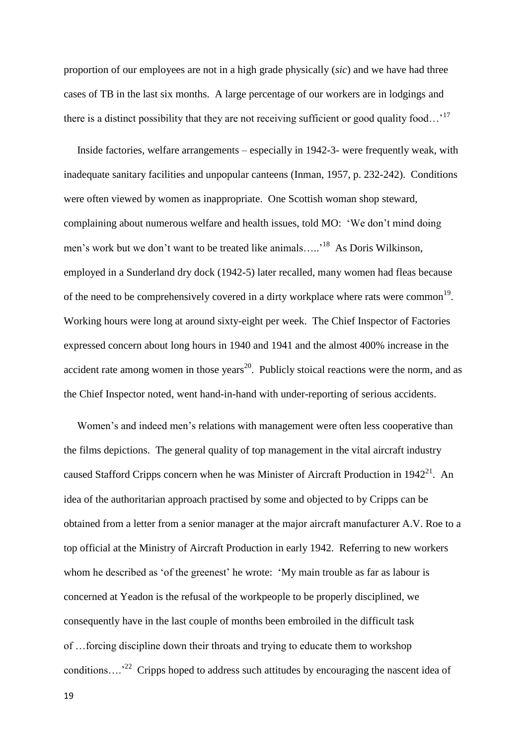proportion of our employees are not in a high grade physically (*sic*) and we have had three cases of TB in the last six months. A large percentage of our workers are in lodgings and there is a distinct possibility that they are not receiving sufficient or good quality food…'[17]

Inside factories, welfare arrangements – especially in 1942-3- were frequently weak, with inadequate sanitary facilities and unpopular canteens (Inman, 1957, p. 232-242). Conditions were often viewed by women as inappropriate. One Scottish woman shop steward, complaining about numerous welfare and health issues, told MO: 'We don't mind doing men's work but we don't want to be treated like animals…..'[18] As Doris Wilkinson, employed in a Sunderland dry dock (1942-5) later recalled, many women had fleas because of the need to be comprehensively covered in a dirty workplace where rats were common[19]. Working hours were long at around sixty-eight per week. The Chief Inspector of Factories expressed concern about long hours in 1940 and 1941 and the almost 400% increase in the accident rate among women in those years[20]. Publicly stoical reactions were the norm, and as the Chief Inspector noted, went hand-in-hand with under-reporting of serious accidents.

Women's and indeed men's relations with management were often less cooperative than the films depictions. The general quality of top management in the vital aircraft industry caused Stafford Cripps concern when he was Minister of Aircraft Production in 1942[21]. An idea of the authoritarian approach practised by some and objected to by Cripps can be obtained from a letter from a senior manager at the major aircraft manufacturer A.V. Roe to a top official at the Ministry of Aircraft Production in early 1942. Referring to new workers whom he described as 'of the greenest' he wrote: 'My main trouble as far as labour is concerned at Yeadon is the refusal of the workpeople to be properly disciplined, we consequently have in the last couple of months been embroiled in the difficult task of …forcing discipline down their throats and trying to educate them to workshop conditions….'[22] Cripps hoped to address such attitudes by encouraging the nascent idea of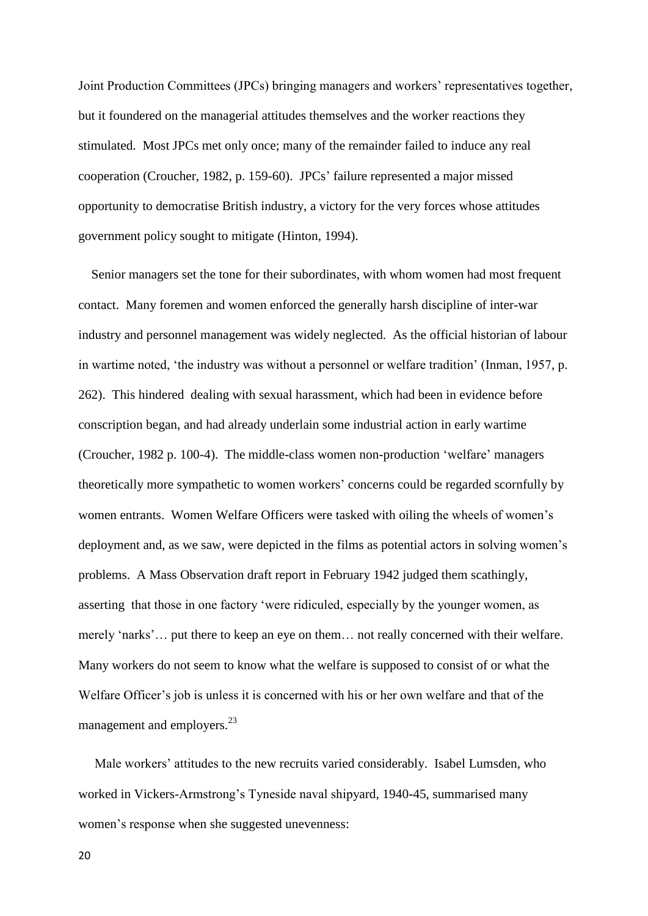Joint Production Committees (JPCs) bringing managers and workers' representatives together, but it foundered on the managerial attitudes themselves and the worker reactions they stimulated. Most JPCs met only once; many of the remainder failed to induce any real cooperation (Croucher, 1982, p. 159-60). JPCs' failure represented a major missed opportunity to democratise British industry, a victory for the very forces whose attitudes government policy sought to mitigate (Hinton, 1994).

Senior managers set the tone for their subordinates, with whom women had most frequent contact. Many foremen and women enforced the generally harsh discipline of inter-war industry and personnel management was widely neglected. As the official historian of labour in wartime noted, 'the industry was without a personnel or welfare tradition' (Inman, 1957, p. 262). This hindered dealing with sexual harassment, which had been in evidence before conscription began, and had already underlain some industrial action in early wartime (Croucher, 1982 p. 100-4). The middle-class women non-production 'welfare' managers theoretically more sympathetic to women workers' concerns could be regarded scornfully by women entrants. Women Welfare Officers were tasked with oiling the wheels of women's deployment and, as we saw, were depicted in the films as potential actors in solving women's problems. A Mass Observation draft report in February 1942 judged them scathingly, asserting that those in one factory 'were ridiculed, especially by the younger women, as merely 'narks'… put there to keep an eye on them… not really concerned with their welfare. Many workers do not seem to know what the welfare is supposed to consist of or what the Welfare Officer's job is unless it is concerned with his or her own welfare and that of the management and employers.[23]

Male workers' attitudes to the new recruits varied considerably. Isabel Lumsden, who worked in Vickers-Armstrong's Tyneside naval shipyard, 1940-45, summarised many women's response when she suggested unevenness: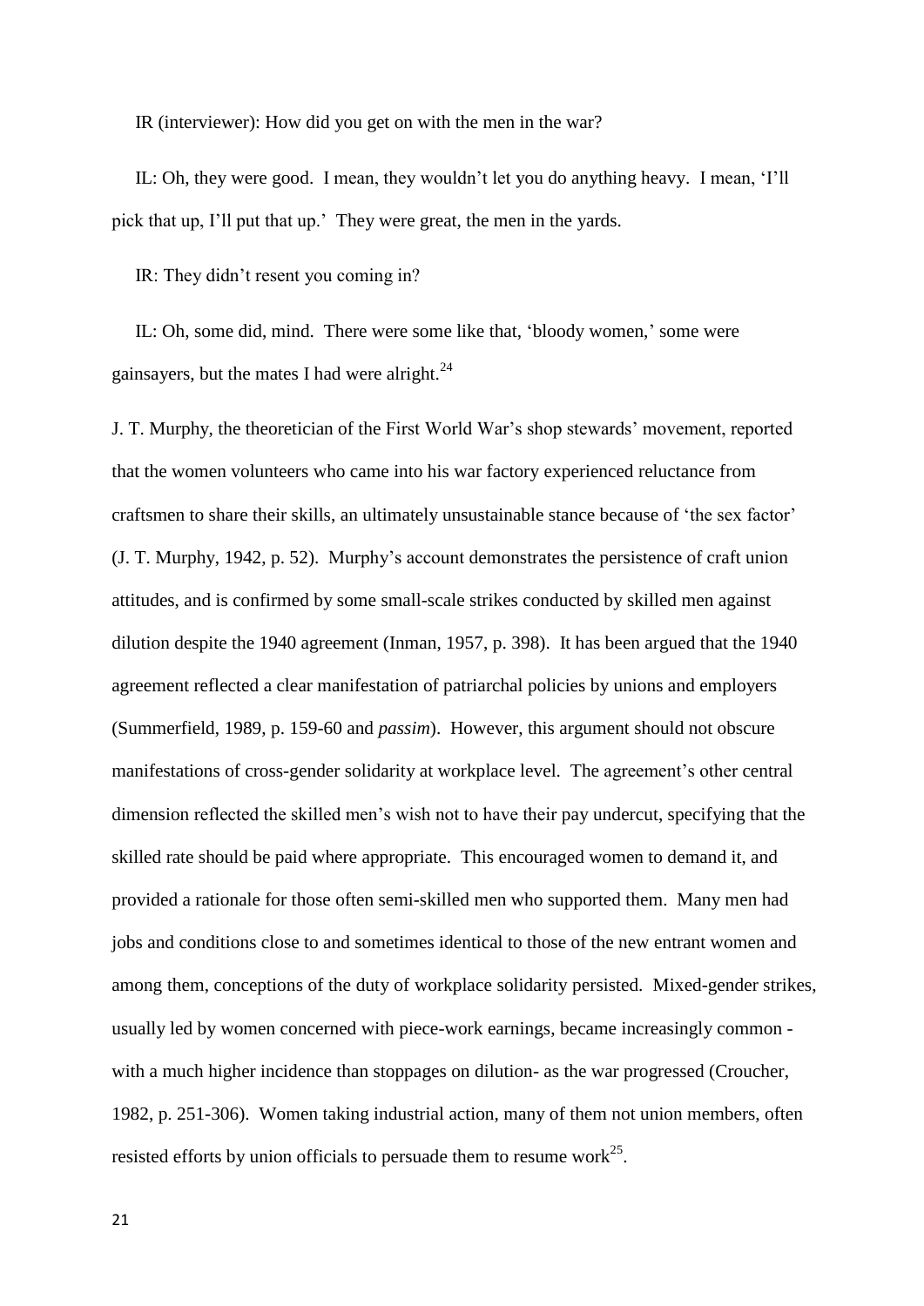IR (interviewer): How did you get on with the men in the war?

IL: Oh, they were good. I mean, they wouldn't let you do anything heavy. I mean, 'I'll pick that up, I'll put that up.' They were great, the men in the yards.

IR: They didn't resent you coming in?

IL: Oh, some did, mind. There were some like that, 'bloody women,' some were gainsayers, but the mates I had were alright.[24]

J. T. Murphy, the theoretician of the First World War's shop stewards' movement, reported that the women volunteers who came into his war factory experienced reluctance from craftsmen to share their skills, an ultimately unsustainable stance because of 'the sex factor' (J. T. Murphy, 1942, p. 52). Murphy's account demonstrates the persistence of craft union attitudes, and is confirmed by some small-scale strikes conducted by skilled men against dilution despite the 1940 agreement (Inman, 1957, p. 398). It has been argued that the 1940 agreement reflected a clear manifestation of patriarchal policies by unions and employers (Summerfield, 1989, p. 159-60 and *passim*). However, this argument should not obscure manifestations of cross-gender solidarity at workplace level. The agreement's other central dimension reflected the skilled men's wish not to have their pay undercut, specifying that the skilled rate should be paid where appropriate. This encouraged women to demand it, and provided a rationale for those often semi-skilled men who supported them. Many men had jobs and conditions close to and sometimes identical to those of the new entrant women and among them, conceptions of the duty of workplace solidarity persisted. Mixed-gender strikes, usually led by women concerned with piece-work earnings, became increasingly common - with a much higher incidence than stoppages on dilution- as the war progressed (Croucher, 1982, p. 251-306). Women taking industrial action, many of them not union members, often resisted efforts by union officials to persuade them to resume work[25].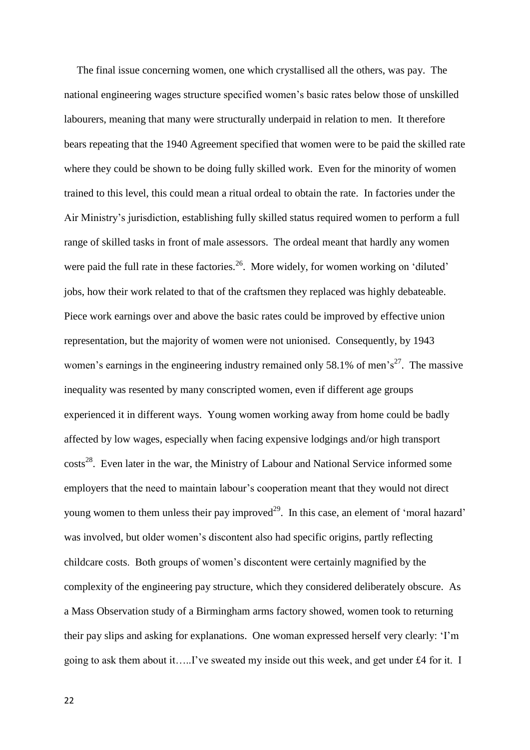The final issue concerning women, one which crystallised all the others, was pay. The national engineering wages structure specified women's basic rates below those of unskilled labourers, meaning that many were structurally underpaid in relation to men. It therefore bears repeating that the 1940 Agreement specified that women were to be paid the skilled rate where they could be shown to be doing fully skilled work. Even for the minority of women trained to this level, this could mean a ritual ordeal to obtain the rate. In factories under the Air Ministry's jurisdiction, establishing fully skilled status required women to perform a full range of skilled tasks in front of male assessors. The ordeal meant that hardly any women were paid the full rate in these factories.[26]. More widely, for women working on 'diluted' jobs, how their work related to that of the craftsmen they replaced was highly debateable. Piece work earnings over and above the basic rates could be improved by effective union representation, but the majority of women were not unionised. Consequently, by 1943 women's earnings in the engineering industry remained only 58.1% of men's[27]. The massive inequality was resented by many conscripted women, even if different age groups experienced it in different ways. Young women working away from home could be badly affected by low wages, especially when facing expensive lodgings and/or high transport costs[28]. Even later in the war, the Ministry of Labour and National Service informed some employers that the need to maintain labour's cooperation meant that they would not direct young women to them unless their pay improved[29]. In this case, an element of 'moral hazard' was involved, but older women's discontent also had specific origins, partly reflecting childcare costs. Both groups of women's discontent were certainly magnified by the complexity of the engineering pay structure, which they considered deliberately obscure. As a Mass Observation study of a Birmingham arms factory showed, women took to returning their pay slips and asking for explanations. One woman expressed herself very clearly: 'I'm going to ask them about it…..I've sweated my inside out this week, and get under £4 for it. I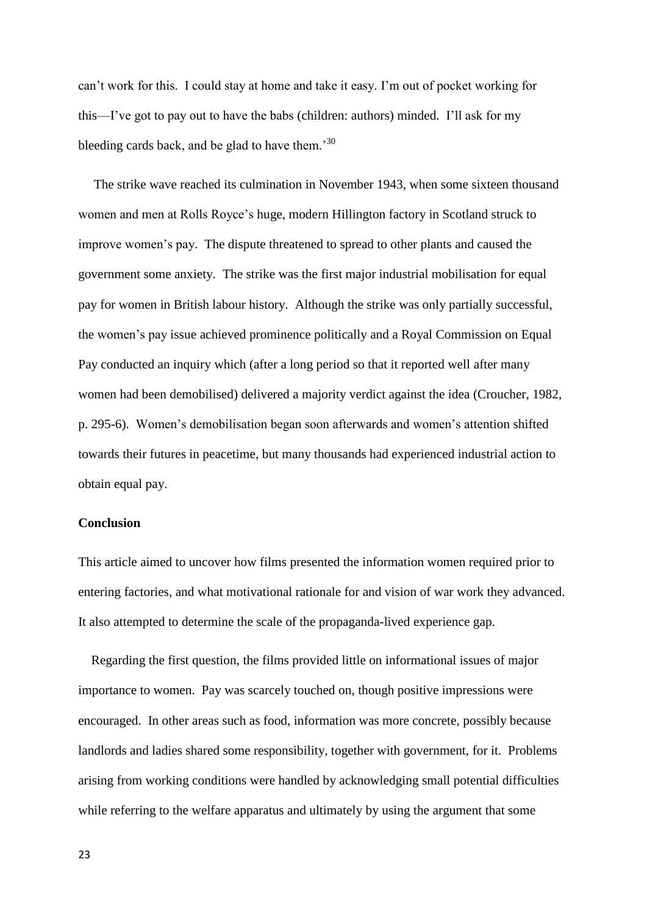can't work for this. I could stay at home and take it easy. I'm out of pocket working for this—I've got to pay out to have the babs (children: authors) minded. I'll ask for my bleeding cards back, and be glad to have them.'[30]

The strike wave reached its culmination in November 1943, when some sixteen thousand women and men at Rolls Royce's huge, modern Hillington factory in Scotland struck to improve women's pay. The dispute threatened to spread to other plants and caused the government some anxiety. The strike was the first major industrial mobilisation for equal pay for women in British labour history. Although the strike was only partially successful, the women's pay issue achieved prominence politically and a Royal Commission on Equal Pay conducted an inquiry which (after a long period so that it reported well after many women had been demobilised) delivered a majority verdict against the idea (Croucher, 1982, p. 295-6). Women's demobilisation began soon afterwards and women's attention shifted towards their futures in peacetime, but many thousands had experienced industrial action to obtain equal pay.

## Conclusion

This article aimed to uncover how films presented the information women required prior to entering factories, and what motivational rationale for and vision of war work they advanced. It also attempted to determine the scale of the propaganda-lived experience gap.

Regarding the first question, the films provided little on informational issues of major importance to women. Pay was scarcely touched on, though positive impressions were encouraged. In other areas such as food, information was more concrete, possibly because landlords and ladies shared some responsibility, together with government, for it. Problems arising from working conditions were handled by acknowledging small potential difficulties while referring to the welfare apparatus and ultimately by using the argument that some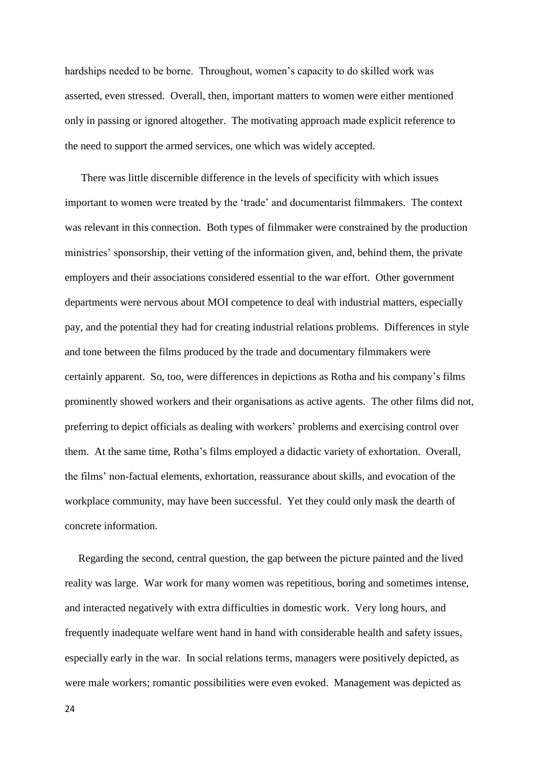hardships needed to be borne. Throughout, women's capacity to do skilled work was asserted, even stressed. Overall, then, important matters to women were either mentioned only in passing or ignored altogether. The motivating approach made explicit reference to the need to support the armed services, one which was widely accepted.

There was little discernible difference in the levels of specificity with which issues important to women were treated by the 'trade' and documentarist filmmakers. The context was relevant in this connection. Both types of filmmaker were constrained by the production ministries' sponsorship, their vetting of the information given, and, behind them, the private employers and their associations considered essential to the war effort. Other government departments were nervous about MOI competence to deal with industrial matters, especially pay, and the potential they had for creating industrial relations problems. Differences in style and tone between the films produced by the trade and documentary filmmakers were certainly apparent. So, too, were differences in depictions as Rotha and his company's films prominently showed workers and their organisations as active agents. The other films did not, preferring to depict officials as dealing with workers' problems and exercising control over them. At the same time, Rotha's films employed a didactic variety of exhortation. Overall, the films' non-factual elements, exhortation, reassurance about skills, and evocation of the workplace community, may have been successful. Yet they could only mask the dearth of concrete information.

Regarding the second, central question, the gap between the picture painted and the lived reality was large. War work for many women was repetitious, boring and sometimes intense, and interacted negatively with extra difficulties in domestic work. Very long hours, and frequently inadequate welfare went hand in hand with considerable health and safety issues, especially early in the war. In social relations terms, managers were positively depicted, as were male workers; romantic possibilities were even evoked. Management was depicted as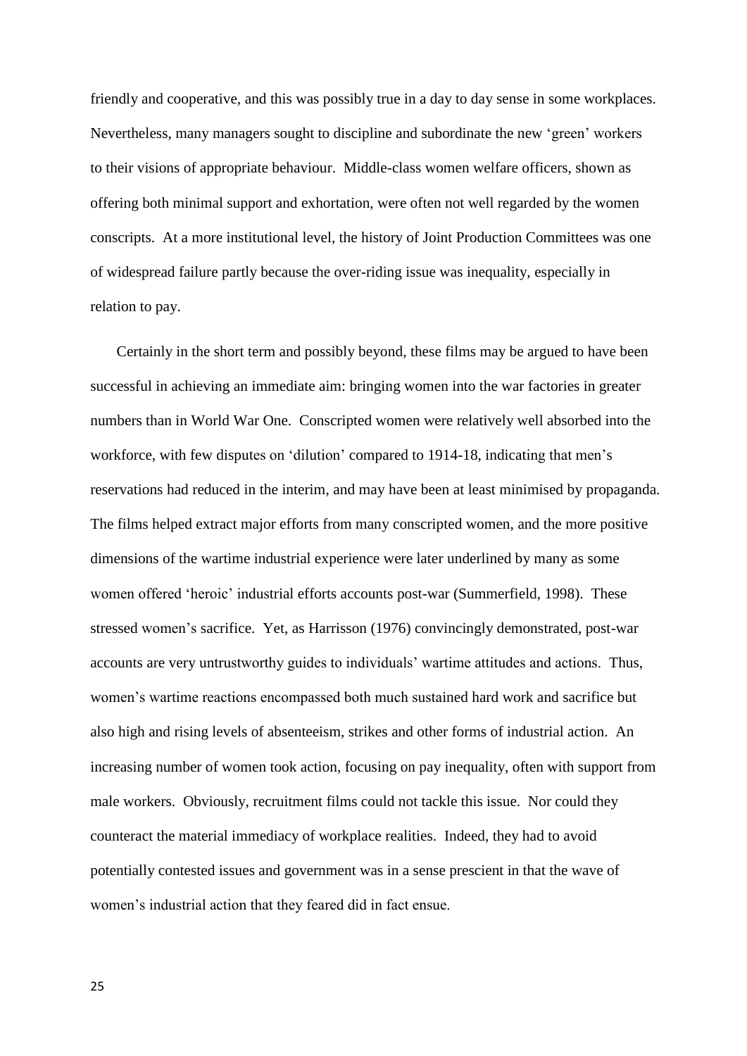friendly and cooperative, and this was possibly true in a day to day sense in some workplaces. Nevertheless, many managers sought to discipline and subordinate the new 'green' workers to their visions of appropriate behaviour. Middle-class women welfare officers, shown as offering both minimal support and exhortation, were often not well regarded by the women conscripts. At a more institutional level, the history of Joint Production Committees was one of widespread failure partly because the over-riding issue was inequality, especially in relation to pay.

Certainly in the short term and possibly beyond, these films may be argued to have been successful in achieving an immediate aim: bringing women into the war factories in greater numbers than in World War One. Conscripted women were relatively well absorbed into the workforce, with few disputes on 'dilution' compared to 1914-18, indicating that men's reservations had reduced in the interim, and may have been at least minimised by propaganda. The films helped extract major efforts from many conscripted women, and the more positive dimensions of the wartime industrial experience were later underlined by many as some women offered 'heroic' industrial efforts accounts post-war (Summerfield, 1998). These stressed women's sacrifice. Yet, as Harrisson (1976) convincingly demonstrated, post-war accounts are very untrustworthy guides to individuals' wartime attitudes and actions. Thus, women's wartime reactions encompassed both much sustained hard work and sacrifice but also high and rising levels of absenteeism, strikes and other forms of industrial action. An increasing number of women took action, focusing on pay inequality, often with support from male workers. Obviously, recruitment films could not tackle this issue. Nor could they counteract the material immediacy of workplace realities. Indeed, they had to avoid potentially contested issues and government was in a sense prescient in that the wave of women's industrial action that they feared did in fact ensue.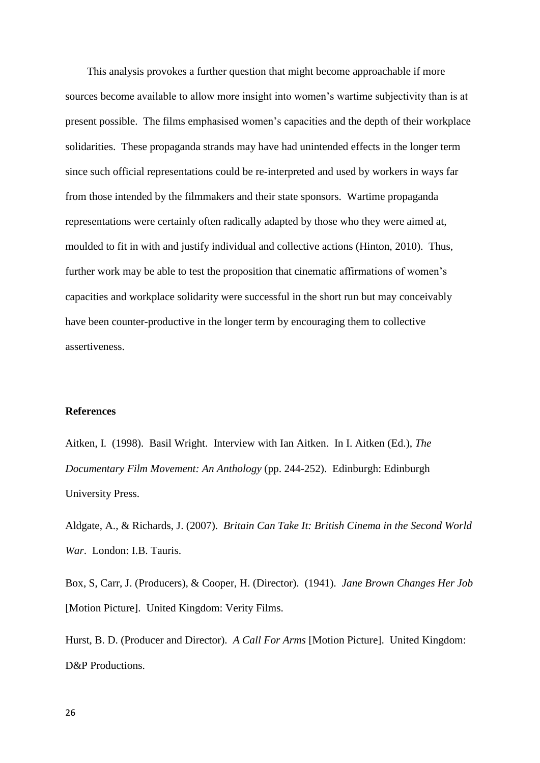This analysis provokes a further question that might become approachable if more sources become available to allow more insight into women's wartime subjectivity than is at present possible. The films emphasised women's capacities and the depth of their workplace solidarities. These propaganda strands may have had unintended effects in the longer term since such official representations could be re-interpreted and used by workers in ways far from those intended by the filmmakers and their state sponsors. Wartime propaganda representations were certainly often radically adapted by those who they were aimed at, moulded to fit in with and justify individual and collective actions (Hinton, 2010). Thus, further work may be able to test the proposition that cinematic affirmations of women's capacities and workplace solidarity were successful in the short run but may conceivably have been counter-productive in the longer term by encouraging them to collective assertiveness.

## References

Aitken, I. (1998). Basil Wright. Interview with Ian Aitken. In I. Aitken (Ed.), *The Documentary Film Movement: An Anthology* (pp. 244-252). Edinburgh: Edinburgh University Press.

Aldgate, A., & Richards, J. (2007). *Britain Can Take It: British Cinema in the Second World War*. London: I.B. Tauris.

Box, S, Carr, J. (Producers), & Cooper, H. (Director). (1941). *Jane Brown Changes Her Job* [Motion Picture]. United Kingdom: Verity Films.

Hurst, B. D. (Producer and Director). *A Call For Arms* [Motion Picture]. United Kingdom: D&P Productions.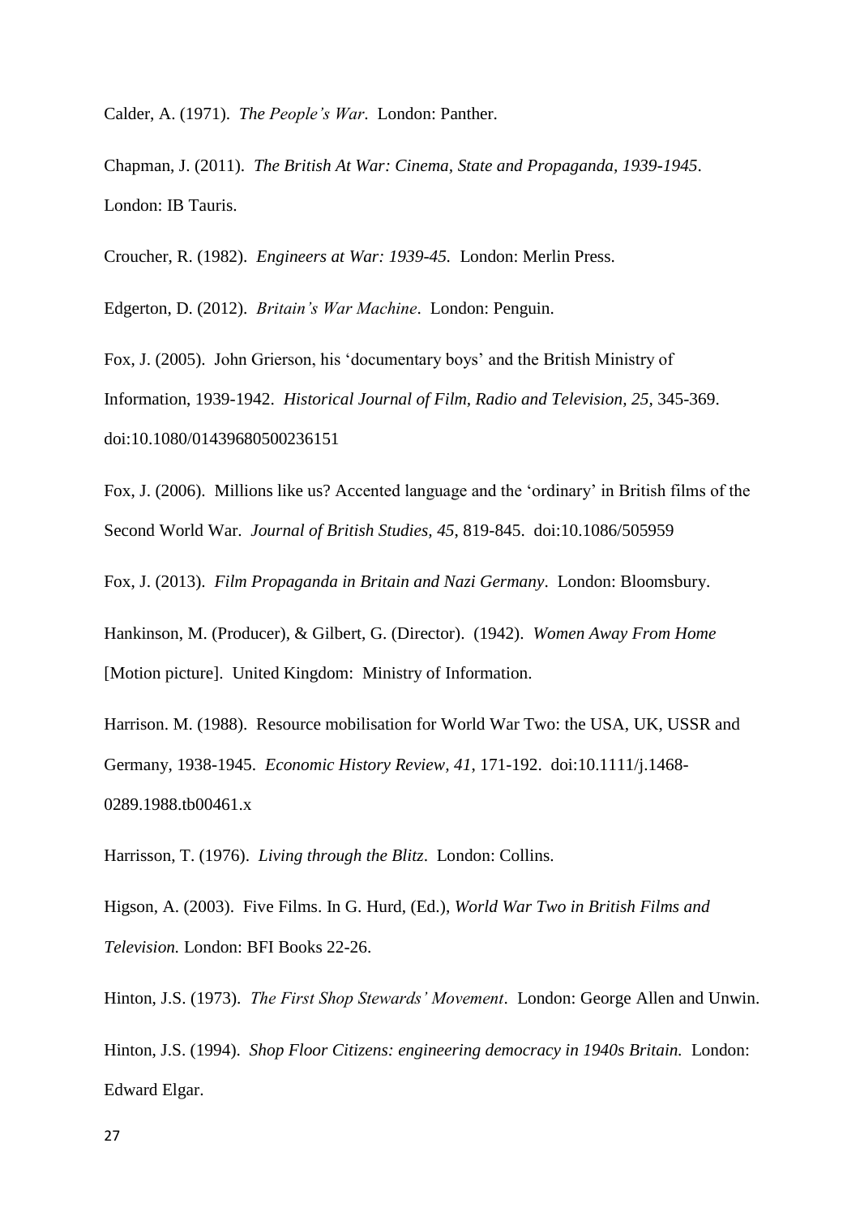Calder, A. (1971). *The People's War*. London: Panther.

Chapman, J. (2011). *The British At War: Cinema, State and Propaganda, 1939-1945*. London: IB Tauris.

Croucher, R. (1982). *Engineers at War: 1939-45.* London: Merlin Press.

Edgerton, D. (2012). *Britain's War Machine*. London: Penguin.

Fox, J. (2005). John Grierson, his 'documentary boys' and the British Ministry of Information, 1939-1942. *Historical Journal of Film, Radio and Television, 25,* 345-369. doi:10.1080/01439680500236151

Fox, J. (2006). Millions like us? Accented language and the 'ordinary' in British films of the Second World War. *Journal of British Studies, 45*, 819-845. doi:10.1086/505959

Fox, J. (2013). *Film Propaganda in Britain and Nazi Germany*. London: Bloomsbury.

Hankinson, M. (Producer), & Gilbert, G. (Director). (1942). *Women Away From Home* [Motion picture]. United Kingdom: Ministry of Information.

Harrison. M. (1988). Resource mobilisation for World War Two: the USA, UK, USSR and Germany, 1938-1945. *Economic History Review, 41*, 171-192. doi:10.1111/j.1468-0289.1988.tb00461.x

Harrisson, T. (1976). *Living through the Blitz*. London: Collins.

Higson, A. (2003). Five Films. In G. Hurd, (Ed.), *World War Two in British Films and Television.* London: BFI Books 22-26.

Hinton, J.S. (1973). *The First Shop Stewards' Movement*. London: George Allen and Unwin.

Hinton, J.S. (1994). *Shop Floor Citizens: engineering democracy in 1940s Britain.* London: Edward Elgar.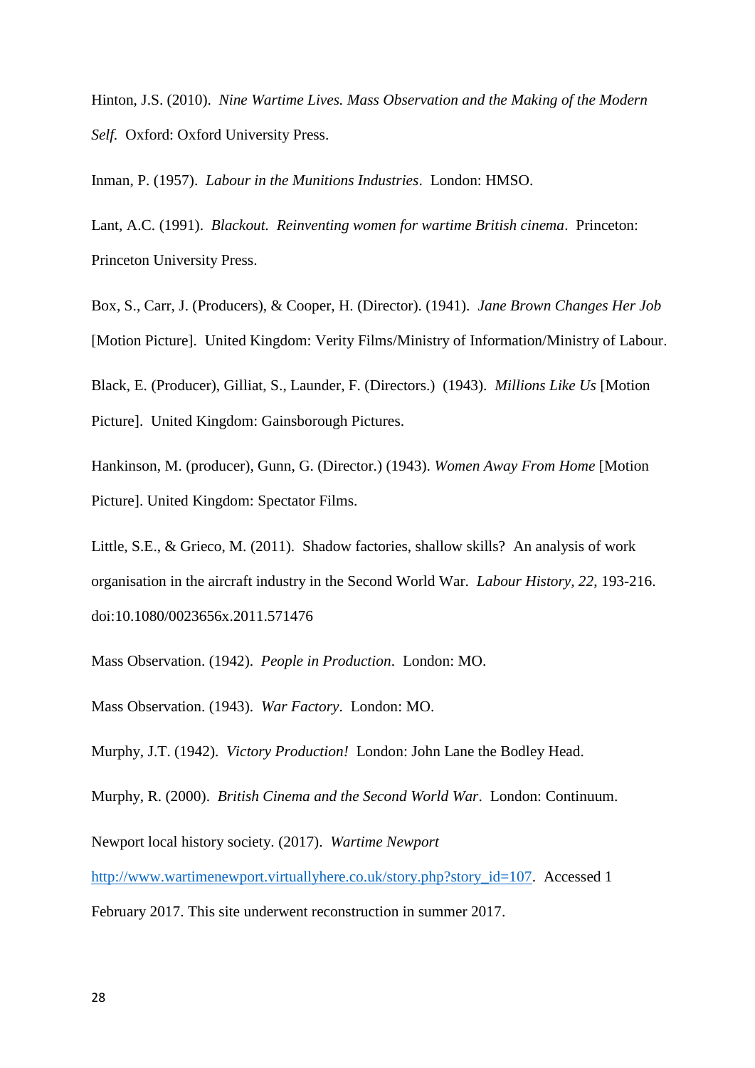Hinton, J.S. (2010). *Nine Wartime Lives. Mass Observation and the Making of the Modern Self.* Oxford: Oxford University Press.

Inman, P. (1957). *Labour in the Munitions Industries*. London: HMSO.

Lant, A.C. (1991). *Blackout. Reinventing women for wartime British cinema*. Princeton: Princeton University Press.

Box, S., Carr, J. (Producers), & Cooper, H. (Director). (1941). *Jane Brown Changes Her Job* [Motion Picture]. United Kingdom: Verity Films/Ministry of Information/Ministry of Labour.

Black, E. (Producer), Gilliat, S., Launder, F. (Directors.) (1943). *Millions Like Us* [Motion Picture]. United Kingdom: Gainsborough Pictures.

Hankinson, M. (producer), Gunn, G. (Director.) (1943). *Women Away From Home* [Motion Picture]. United Kingdom: Spectator Films.

Little, S.E., & Grieco, M. (2011). Shadow factories, shallow skills? An analysis of work organisation in the aircraft industry in the Second World War. *Labour History, 22,* 193-216. doi:10.1080/0023656x.2011.571476

Mass Observation. (1942). *People in Production*. London: MO.

Mass Observation. (1943). *War Factory*. London: MO.

Murphy, J.T. (1942). *Victory Production!* London: John Lane the Bodley Head.

Murphy, R. (2000). *British Cinema and the Second World War*. London: Continuum.

Newport local history society. (2017). *Wartime Newport* http://www.wartimenewport.virtuallyhere.co.uk/story.php?story_id=107. Accessed 1 February 2017. This site underwent reconstruction in summer 2017.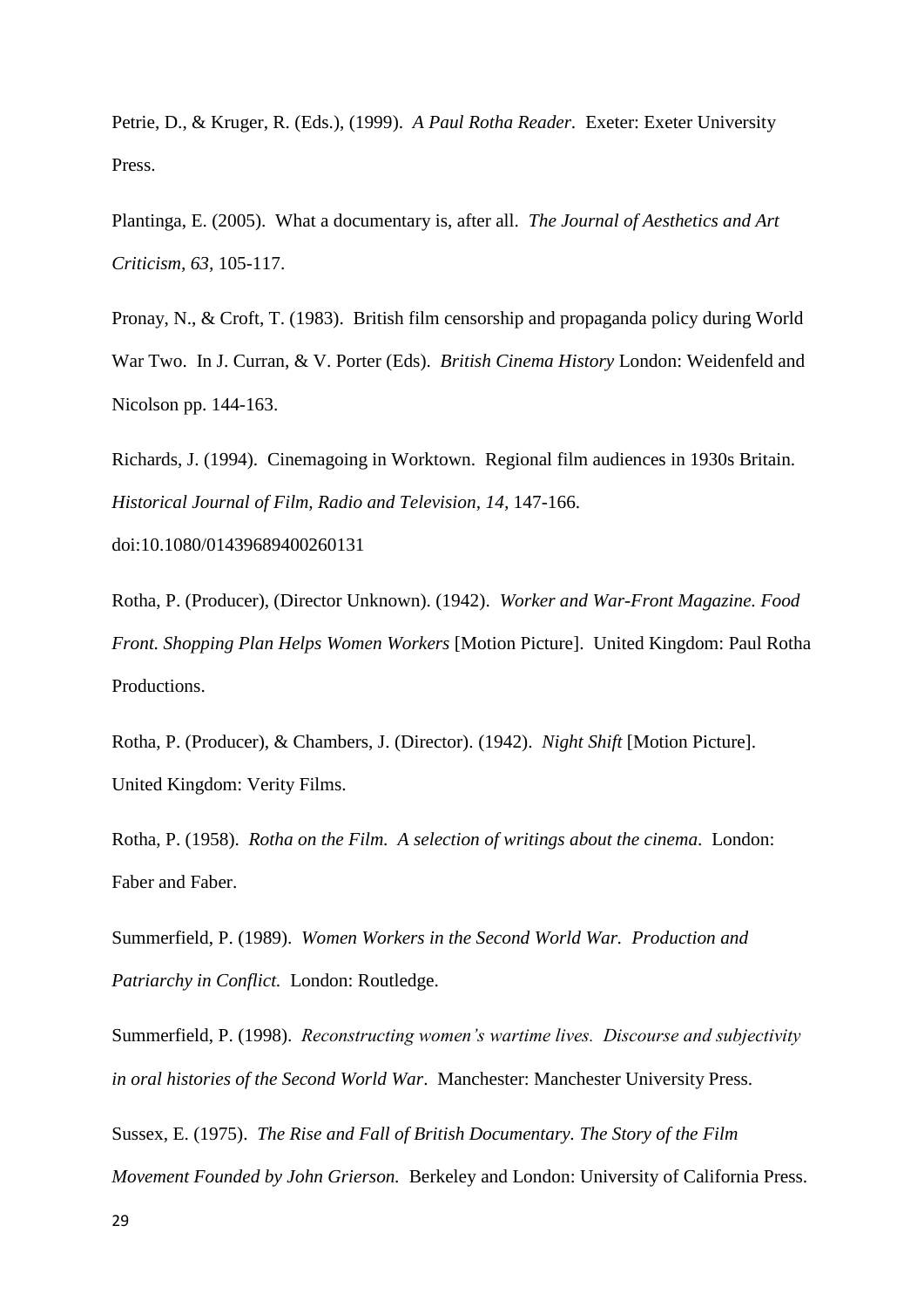Petrie, D., & Kruger, R. (Eds.), (1999). *A Paul Rotha Reader*. Exeter: Exeter University Press.

Plantinga, E. (2005). What a documentary is, after all. *The Journal of Aesthetics and Art Criticism, 63*, 105-117.

Pronay, N., & Croft, T. (1983). British film censorship and propaganda policy during World War Two. In J. Curran, & V. Porter (Eds). *British Cinema History* London: Weidenfeld and Nicolson pp. 144-163.

Richards, J. (1994). Cinemagoing in Worktown. Regional film audiences in 1930s Britain. *Historical Journal of Film, Radio and Television, 14*, 147-166. doi:10.1080/01439689400260131

Rotha, P. (Producer), (Director Unknown). (1942). *Worker and War-Front Magazine. Food Front. Shopping Plan Helps Women Workers* [Motion Picture]. United Kingdom: Paul Rotha Productions.

Rotha, P. (Producer), & Chambers, J. (Director). (1942). *Night Shift* [Motion Picture]. United Kingdom: Verity Films.

Rotha, P. (1958). *Rotha on the Film. A selection of writings about the cinema*. London: Faber and Faber.

Summerfield, P. (1989). *Women Workers in the Second World War. Production and Patriarchy in Conflict.* London: Routledge.

Summerfield, P. (1998). *Reconstructing women's wartime lives. Discourse and subjectivity in oral histories of the Second World War*. Manchester: Manchester University Press.

Sussex, E. (1975). *The Rise and Fall of British Documentary. The Story of the Film Movement Founded by John Grierson.* Berkeley and London: University of California Press.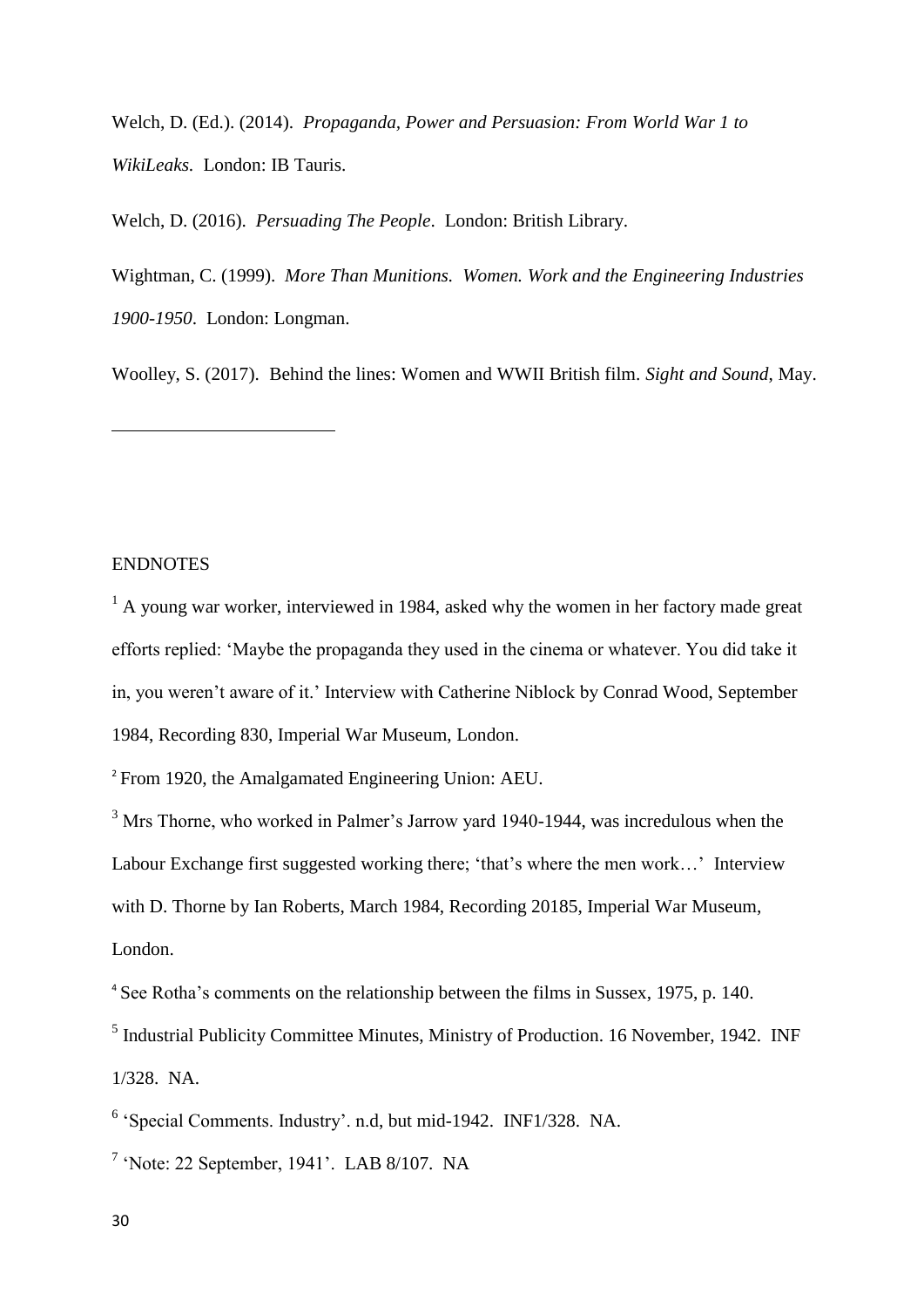Welch, D. (Ed.). (2014). *Propaganda, Power and Persuasion: From World War 1 to WikiLeaks.* London: IB Tauris.

Welch, D. (2016). *Persuading The People*. London: British Library.

Wightman, C. (1999). *More Than Munitions. Women. Work and the Engineering Industries 1900-1950*. London: Longman.

Woolley, S. (2017). Behind the lines: Women and WWII British film. *Sight and Sound*, May.

---

ENDNOTES

[1] A young war worker, interviewed in 1984, asked why the women in her factory made great efforts replied: 'Maybe the propaganda they used in the cinema or whatever. You did take it in, you weren't aware of it.' Interview with Catherine Niblock by Conrad Wood, September 1984, Recording 830, Imperial War Museum, London.

[2] From 1920, the Amalgamated Engineering Union: AEU.

[3] Mrs Thorne, who worked in Palmer's Jarrow yard 1940-1944, was incredulous when the Labour Exchange first suggested working there; 'that's where the men work…' Interview with D. Thorne by Ian Roberts, March 1984, Recording 20185, Imperial War Museum, London.

[4] See Rotha's comments on the relationship between the films in Sussex, 1975, p. 140.

[5] Industrial Publicity Committee Minutes, Ministry of Production. 16 November, 1942. INF 1/328. NA.

[6] 'Special Comments. Industry'. n.d, but mid-1942. INF1/328. NA.

[7] 'Note: 22 September, 1941'. LAB 8/107. NA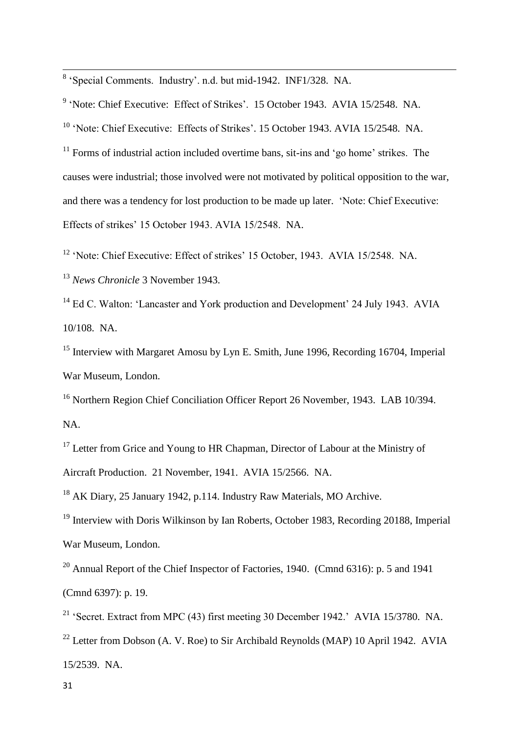[8] 'Special Comments. Industry'. n.d. but mid-1942. INF1/328. NA.

[9] 'Note: Chief Executive: Effect of Strikes'. 15 October 1943. AVIA 15/2548. NA.

[10] 'Note: Chief Executive: Effects of Strikes'. 15 October 1943. AVIA 15/2548. NA.

[11] Forms of industrial action included overtime bans, sit-ins and 'go home' strikes. The causes were industrial; those involved were not motivated by political opposition to the war, and there was a tendency for lost production to be made up later. 'Note: Chief Executive: Effects of strikes' 15 October 1943. AVIA 15/2548. NA.

[12] 'Note: Chief Executive: Effect of strikes' 15 October, 1943. AVIA 15/2548. NA.

[13] *News Chronicle* 3 November 1943.

[14] Ed C. Walton: 'Lancaster and York production and Development' 24 July 1943. AVIA 10/108. NA.

[15] Interview with Margaret Amosu by Lyn E. Smith, June 1996, Recording 16704, Imperial War Museum, London.

[16] Northern Region Chief Conciliation Officer Report 26 November, 1943. LAB 10/394. NA.

[17] Letter from Grice and Young to HR Chapman, Director of Labour at the Ministry of Aircraft Production. 21 November, 1941. AVIA 15/2566. NA.

[18] AK Diary, 25 January 1942, p.114. Industry Raw Materials, MO Archive.

[19] Interview with Doris Wilkinson by Ian Roberts, October 1983, Recording 20188, Imperial War Museum, London.

[20] Annual Report of the Chief Inspector of Factories, 1940. (Cmnd 6316): p. 5 and 1941 (Cmnd 6397): p. 19.

[21] 'Secret. Extract from MPC (43) first meeting 30 December 1942.' AVIA 15/3780. NA.

[22] Letter from Dobson (A. V. Roe) to Sir Archibald Reynolds (MAP) 10 April 1942. AVIA 15/2539. NA.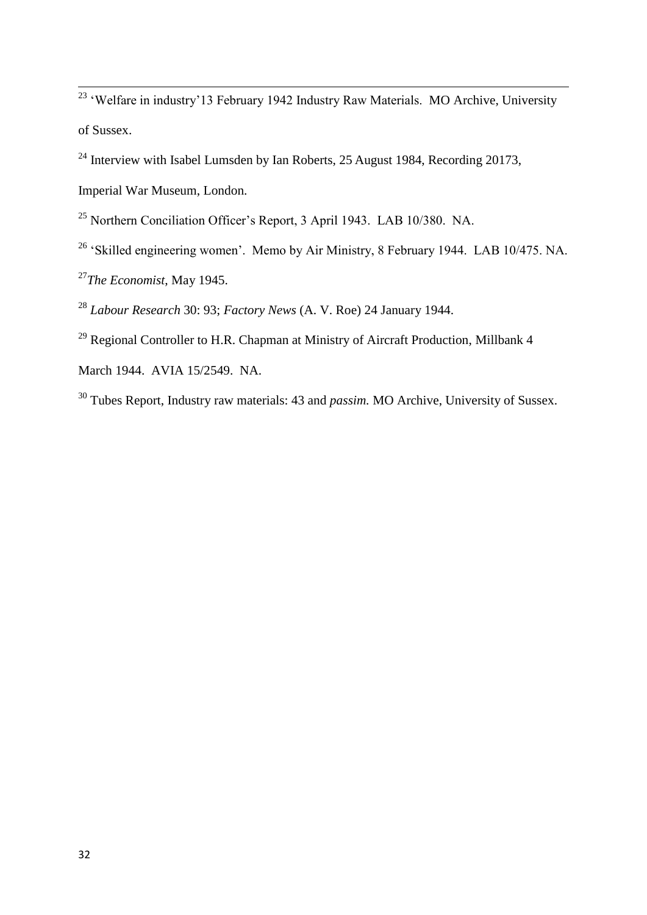[23] 'Welfare in industry'13 February 1942 Industry Raw Materials. MO Archive, University of Sussex.

[24] Interview with Isabel Lumsden by Ian Roberts, 25 August 1984, Recording 20173, Imperial War Museum, London.

[25] Northern Conciliation Officer's Report, 3 April 1943. LAB 10/380. NA.

[26] 'Skilled engineering women'. Memo by Air Ministry, 8 February 1944. LAB 10/475. NA.

[27] *The Economist*, May 1945.

[28] *Labour Research* 30: 93; *Factory News* (A. V. Roe) 24 January 1944.

[29] Regional Controller to H.R. Chapman at Ministry of Aircraft Production, Millbank 4 March 1944. AVIA 15/2549. NA.

[30] Tubes Report, Industry raw materials: 43 and *passim.* MO Archive, University of Sussex.